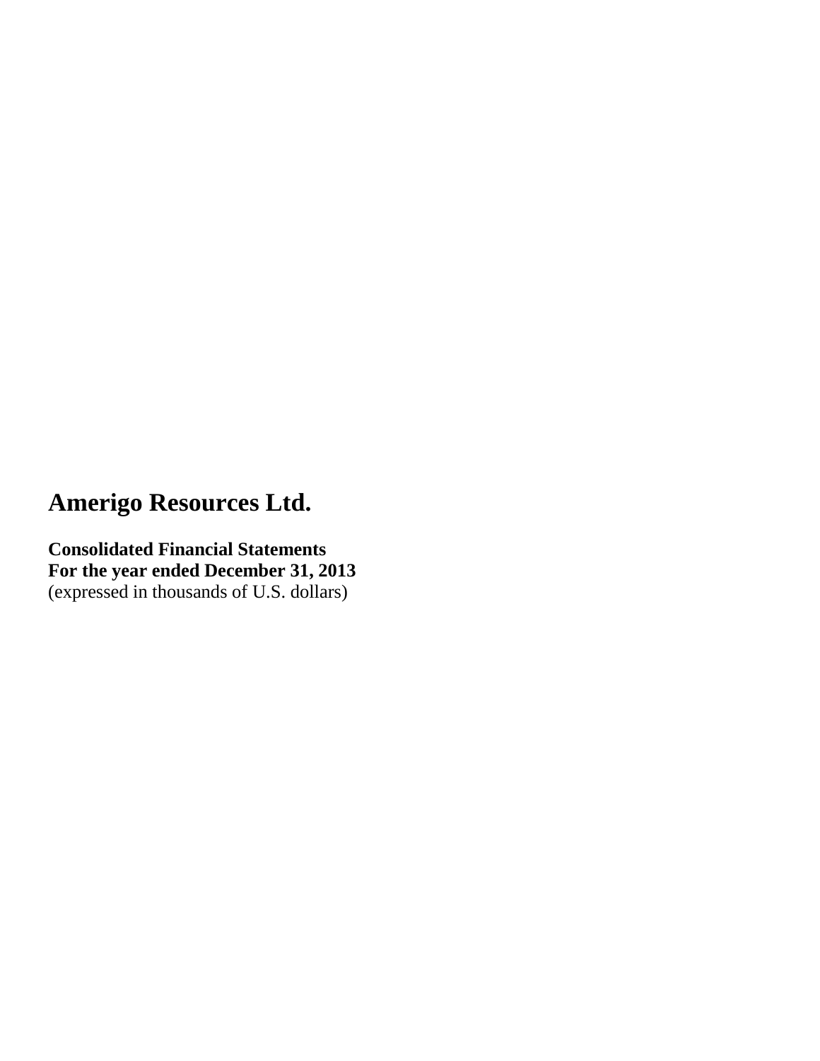# Amerigo Resources Ltd.

**Consolidated Financial Statements**
**For the year ended December 31, 2013**
(expressed in thousands of U.S. dollars)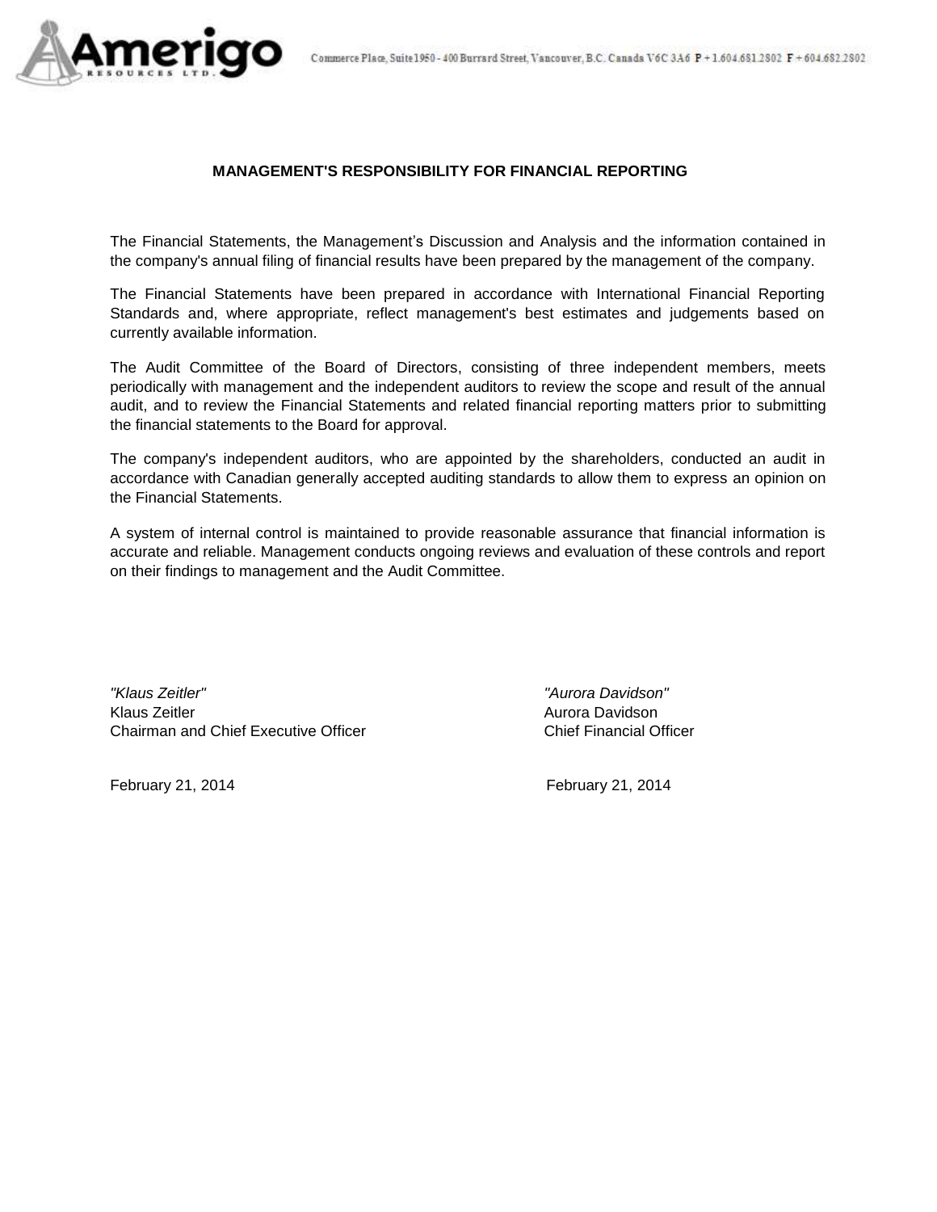## MANAGEMENT'S RESPONSIBILITY FOR FINANCIAL REPORTING

The Financial Statements, the Management's Discussion and Analysis and the information contained in the company's annual filing of financial results have been prepared by the management of the company.

The Financial Statements have been prepared in accordance with International Financial Reporting Standards and, where appropriate, reflect management's best estimates and judgements based on currently available information.

The Audit Committee of the Board of Directors, consisting of three independent members, meets periodically with management and the independent auditors to review the scope and result of the annual audit, and to review the Financial Statements and related financial reporting matters prior to submitting the financial statements to the Board for approval.

The company's independent auditors, who are appointed by the shareholders, conducted an audit in accordance with Canadian generally accepted auditing standards to allow them to express an opinion on the Financial Statements.

A system of internal control is maintained to provide reasonable assurance that financial information is accurate and reliable. Management conducts ongoing reviews and evaluation of these controls and report on their findings to management and the Audit Committee.

*"Klaus Zeitler"*
Klaus Zeitler
Chairman and Chief Executive Officer

February 21, 2014

*"Aurora Davidson"*
Aurora Davidson
Chief Financial Officer

February 21, 2014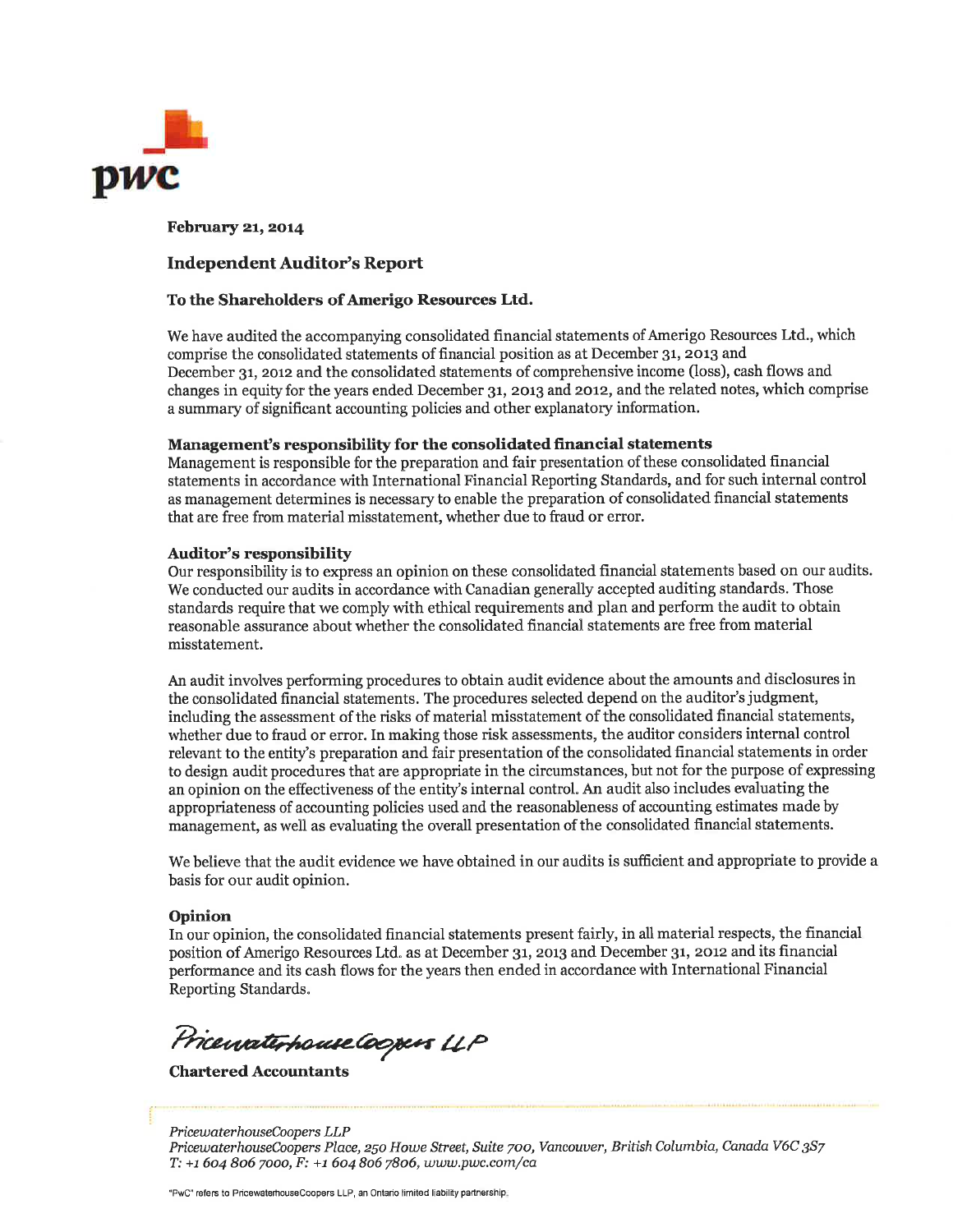**February 21, 2014**

## Independent Auditor's Report

### To the Shareholders of Amerigo Resources Ltd.

We have audited the accompanying consolidated financial statements of Amerigo Resources Ltd., which comprise the consolidated statements of financial position as at December 31, 2013 and December 31, 2012 and the consolidated statements of comprehensive income (loss), cash flows and changes in equity for the years ended December 31, 2013 and 2012, and the related notes, which comprise a summary of significant accounting policies and other explanatory information.

**Management's responsibility for the consolidated financial statements**
Management is responsible for the preparation and fair presentation of these consolidated financial statements in accordance with International Financial Reporting Standards, and for such internal control as management determines is necessary to enable the preparation of consolidated financial statements that are free from material misstatement, whether due to fraud or error.

**Auditor's responsibility**
Our responsibility is to express an opinion on these consolidated financial statements based on our audits. We conducted our audits in accordance with Canadian generally accepted auditing standards. Those standards require that we comply with ethical requirements and plan and perform the audit to obtain reasonable assurance about whether the consolidated financial statements are free from material misstatement.

An audit involves performing procedures to obtain audit evidence about the amounts and disclosures in the consolidated financial statements. The procedures selected depend on the auditor's judgment, including the assessment of the risks of material misstatement of the consolidated financial statements, whether due to fraud or error. In making those risk assessments, the auditor considers internal control relevant to the entity's preparation and fair presentation of the consolidated financial statements in order to design audit procedures that are appropriate in the circumstances, but not for the purpose of expressing an opinion on the effectiveness of the entity's internal control. An audit also includes evaluating the appropriateness of accounting policies used and the reasonableness of accounting estimates made by management, as well as evaluating the overall presentation of the consolidated financial statements.

We believe that the audit evidence we have obtained in our audits is sufficient and appropriate to provide a basis for our audit opinion.

**Opinion**
In our opinion, the consolidated financial statements present fairly, in all material respects, the financial position of Amerigo Resources Ltd. as at December 31, 2013 and December 31, 2012 and its financial performance and its cash flows for the years then ended in accordance with International Financial Reporting Standards.

*PricewaterhouseCoopers LLP*

**Chartered Accountants**

*PricewaterhouseCoopers LLP*
*PricewaterhouseCoopers Place, 250 Howe Street, Suite 700, Vancouver, British Columbia, Canada V6C 3S7*
*T: +1 604 806 7000, F: +1 604 806 7806, www.pwc.com/ca*

"PwC" refers to PricewaterhouseCoopers LLP, an Ontario limited liability partnership.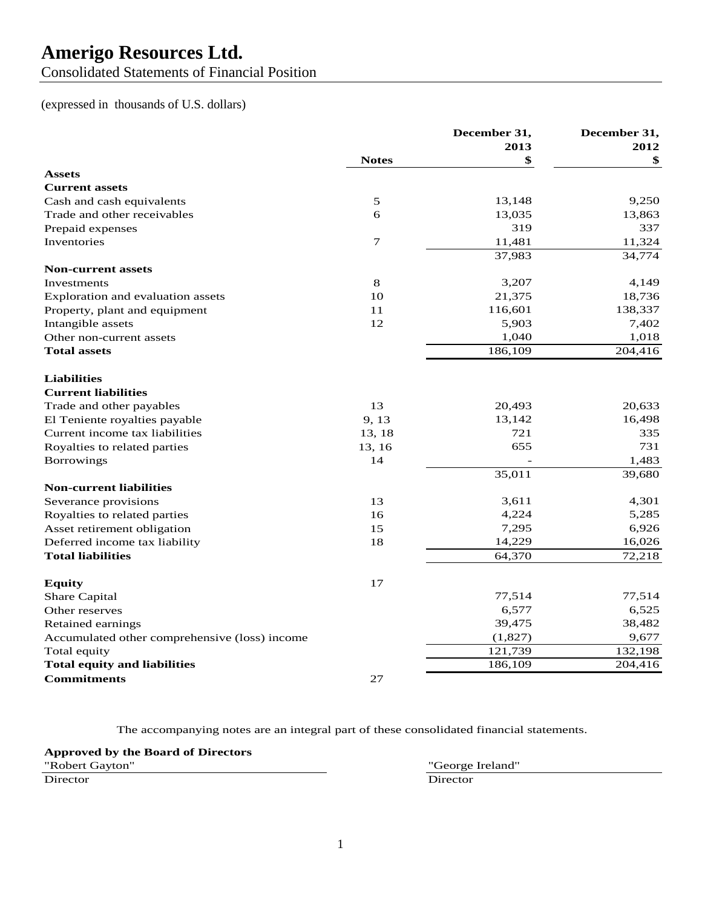# Amerigo Resources Ltd.

Consolidated Statements of Financial Position

(expressed in thousands of U.S. dollars)

| | Notes | December 31, 2013 $ | December 31, 2012 $ |
|---|---|---|---|
| **Assets** | | | |
| **Current assets** | | | |
| Cash and cash equivalents | 5 | 13,148 | 9,250 |
| Trade and other receivables | 6 | 13,035 | 13,863 |
| Prepaid expenses | | 319 | 337 |
| Inventories | 7 | 11,481 | 11,324 |
| | | 37,983 | 34,774 |
| **Non-current assets** | | | |
| Investments | 8 | 3,207 | 4,149 |
| Exploration and evaluation assets | 10 | 21,375 | 18,736 |
| Property, plant and equipment | 11 | 116,601 | 138,337 |
| Intangible assets | 12 | 5,903 | 7,402 |
| Other non-current assets | | 1,040 | 1,018 |
| **Total assets** | | 186,109 | 204,416 |
| | | | |
| **Liabilities** | | | |
| **Current liabilities** | | | |
| Trade and other payables | 13 | 20,493 | 20,633 |
| El Teniente royalties payable | 9, 13 | 13,142 | 16,498 |
| Current income tax liabilities | 13, 18 | 721 | 335 |
| Royalties to related parties | 13, 16 | 655 | 731 |
| Borrowings | 14 | - | 1,483 |
| | | 35,011 | 39,680 |
| **Non-current liabilities** | | | |
| Severance provisions | 13 | 3,611 | 4,301 |
| Royalties to related parties | 16 | 4,224 | 5,285 |
| Asset retirement obligation | 15 | 7,295 | 6,926 |
| Deferred income tax liability | 18 | 14,229 | 16,026 |
| **Total liabilities** | | 64,370 | 72,218 |
| | | | |
| **Equity** | 17 | | |
| Share Capital | | 77,514 | 77,514 |
| Other reserves | | 6,577 | 6,525 |
| Retained earnings | | 39,475 | 38,482 |
| Accumulated other comprehensive (loss) income | | (1,827) | 9,677 |
| Total equity | | 121,739 | 132,198 |
| **Total equity and liabilities** | | 186,109 | 204,416 |
| **Commitments** | 27 | | |

The accompanying notes are an integral part of these consolidated financial statements.

**Approved by the Board of Directors**

"Robert Gayton" — Director

"George Ireland" — Director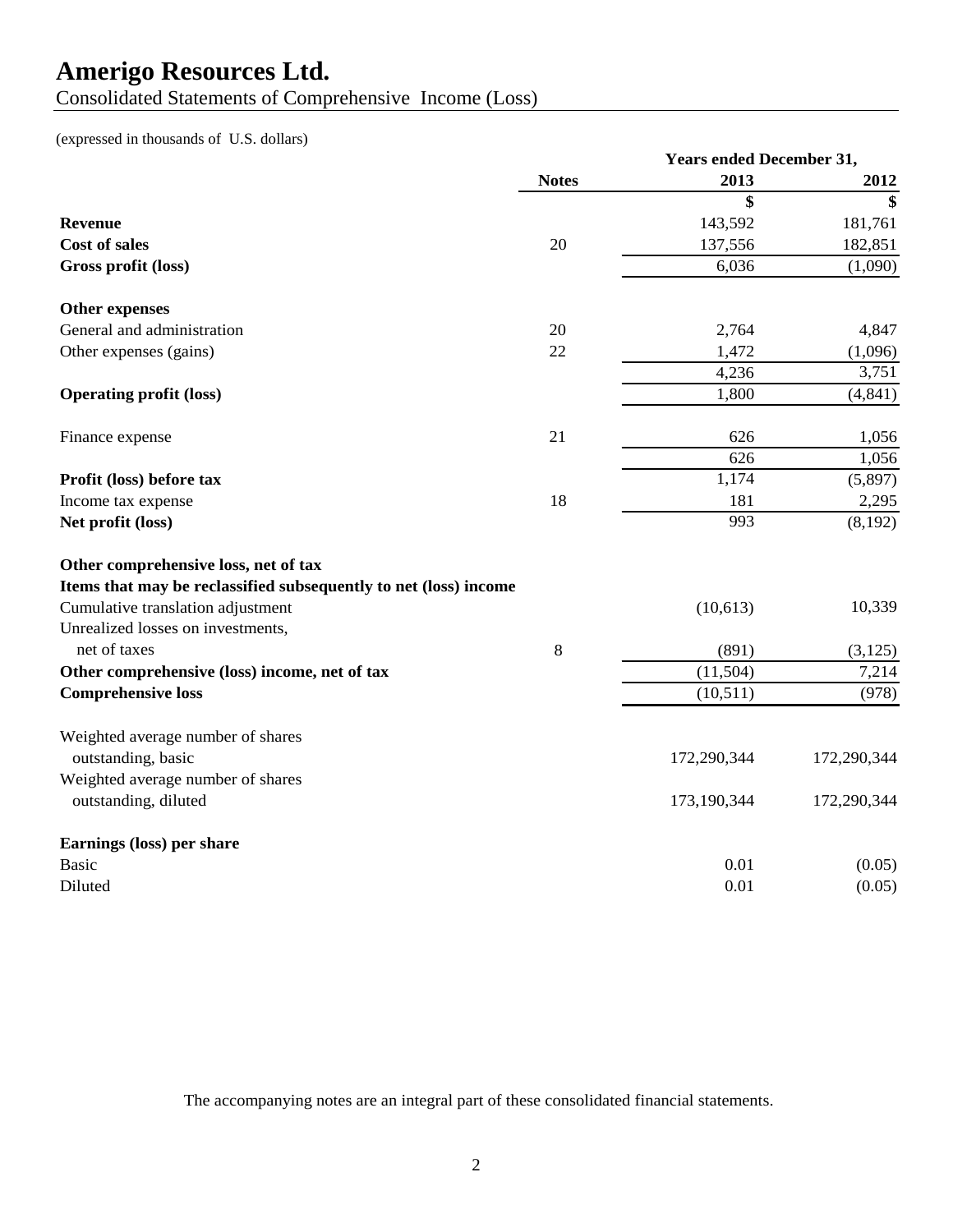# Amerigo Resources Ltd.

Consolidated Statements of Comprehensive Income (Loss)

(expressed in thousands of U.S. dollars)

| | Notes | Years ended December 31, 2013 | 2012 |
|---|---|---|---|
| | | $ | $ |
| **Revenue** | | 143,592 | 181,761 |
| **Cost of sales** | 20 | 137,556 | 182,851 |
| **Gross profit (loss)** | | 6,036 | (1,090) |
| **Other expenses** | | | |
| General and administration | 20 | 2,764 | 4,847 |
| Other expenses (gains) | 22 | 1,472 | (1,096) |
| | | 4,236 | 3,751 |
| **Operating profit (loss)** | | 1,800 | (4,841) |
| Finance expense | 21 | 626 | 1,056 |
| | | 626 | 1,056 |
| **Profit (loss) before tax** | | 1,174 | (5,897) |
| Income tax expense | 18 | 181 | 2,295 |
| **Net profit (loss)** | | 993 | (8,192) |
| **Other comprehensive loss, net of tax** | | | |
| **Items that may be reclassified subsequently to net (loss) income** | | | |
| Cumulative translation adjustment | | (10,613) | 10,339 |
| Unrealized losses on investments, net of taxes | 8 | (891) | (3,125) |
| **Other comprehensive (loss) income, net of tax** | | (11,504) | 7,214 |
| **Comprehensive loss** | | (10,511) | (978) |
| Weighted average number of shares outstanding, basic | | 172,290,344 | 172,290,344 |
| Weighted average number of shares outstanding, diluted | | 173,190,344 | 172,290,344 |
| **Earnings (loss) per share** | | | |
| Basic | | 0.01 | (0.05) |
| Diluted | | 0.01 | (0.05) |

The accompanying notes are an integral part of these consolidated financial statements.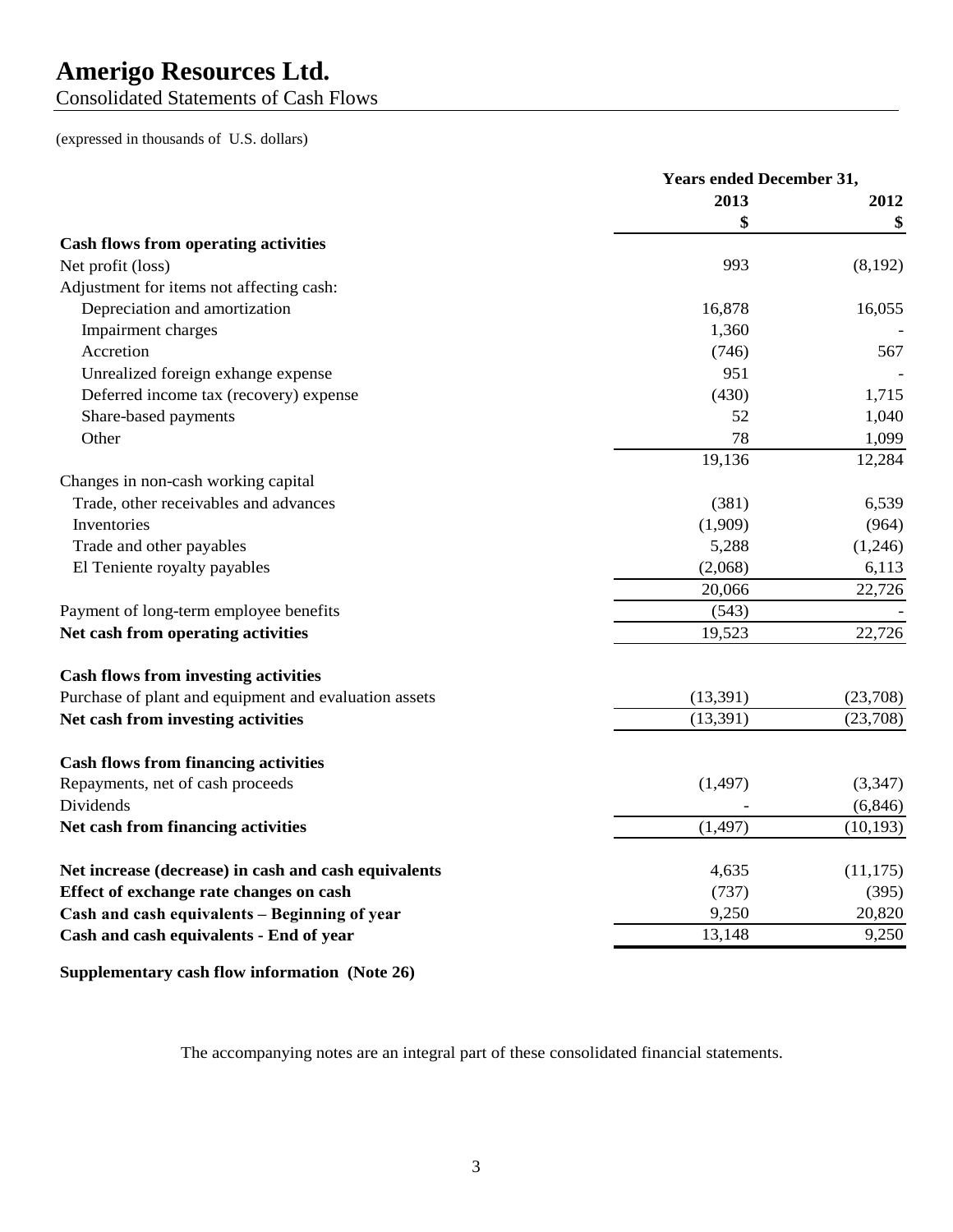# Amerigo Resources Ltd.

Consolidated Statements of Cash Flows

(expressed in thousands of U.S. dollars)

| | Years ended December 31, | |
|---|---|---|
| | 2013 | 2012 |
| | $ | $ |
| **Cash flows from operating activities** | | |
| Net profit (loss) | 993 | (8,192) |
| Adjustment for items not affecting cash: | | |
| Depreciation and amortization | 16,878 | 16,055 |
| Impairment charges | 1,360 | - |
| Accretion | (746) | 567 |
| Unrealized foreign exhange expense | 951 | - |
| Deferred income tax (recovery) expense | (430) | 1,715 |
| Share-based payments | 52 | 1,040 |
| Other | 78 | 1,099 |
| | 19,136 | 12,284 |
| Changes in non-cash working capital | | |
| Trade, other receivables and advances | (381) | 6,539 |
| Inventories | (1,909) | (964) |
| Trade and other payables | 5,288 | (1,246) |
| El Teniente royalty payables | (2,068) | 6,113 |
| | 20,066 | 22,726 |
| Payment of long-term employee benefits | (543) | - |
| **Net cash from operating activities** | 19,523 | 22,726 |
| **Cash flows from investing activities** | | |
| Purchase of plant and equipment and evaluation assets | (13,391) | (23,708) |
| **Net cash from investing activities** | (13,391) | (23,708) |
| **Cash flows from financing activities** | | |
| Repayments, net of cash proceeds | (1,497) | (3,347) |
| Dividends | - | (6,846) |
| **Net cash from financing activities** | (1,497) | (10,193) |
| **Net increase (decrease) in cash and cash equivalents** | 4,635 | (11,175) |
| **Effect of exchange rate changes on cash** | (737) | (395) |
| **Cash and cash equivalents – Beginning of year** | 9,250 | 20,820 |
| **Cash and cash equivalents - End of year** | 13,148 | 9,250 |

**Supplementary cash flow information (Note 26)**

The accompanying notes are an integral part of these consolidated financial statements.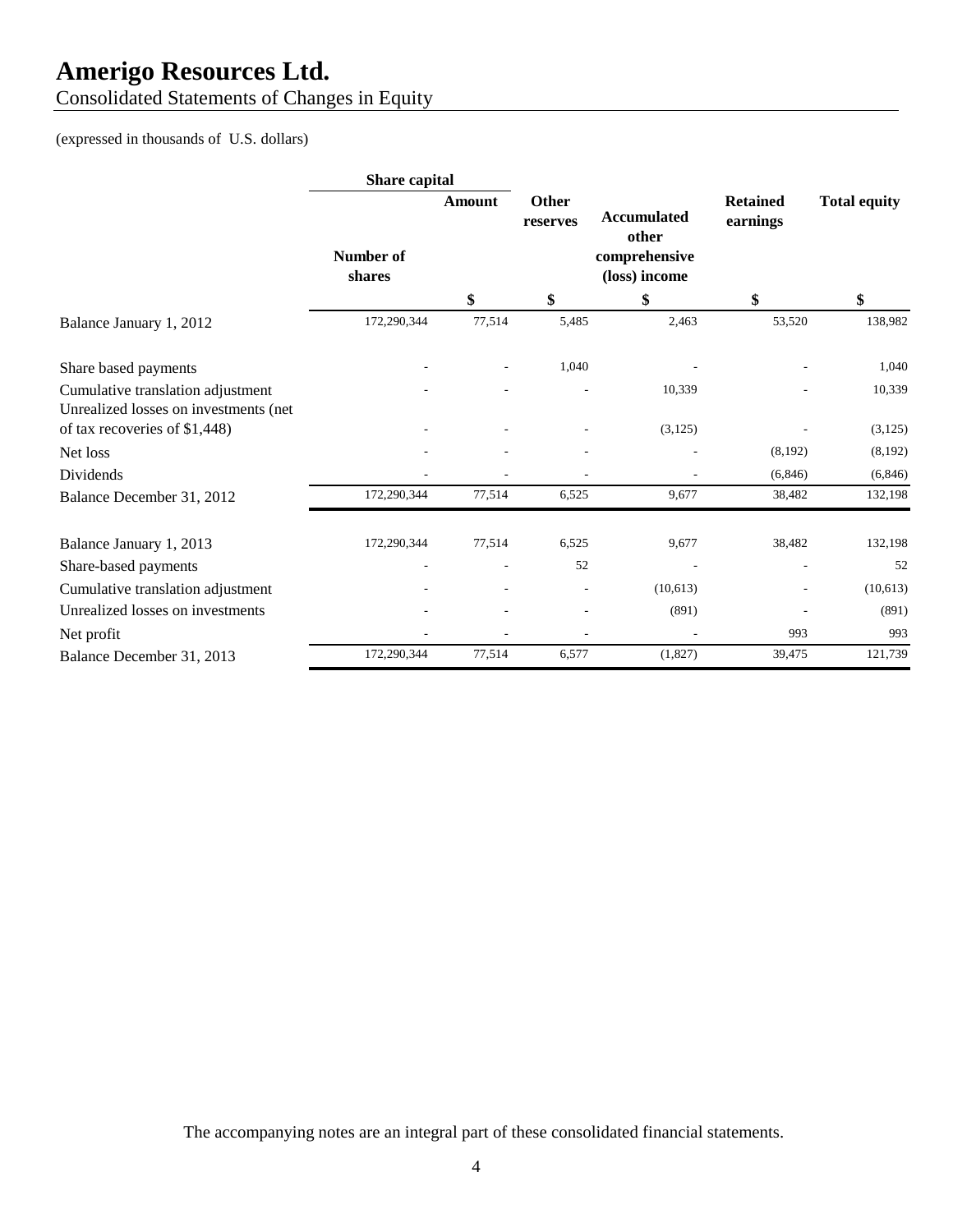# Amerigo Resources Ltd.

Consolidated Statements of Changes in Equity

(expressed in thousands of U.S. dollars)

| | Share capital | | | | | |
|---|---|---|---|---|---|---|
| | Number of shares | Amount | Other reserves | Accumulated other comprehensive (loss) income | Retained earnings | Total equity |
| | | $ | $ | $ | $ | $ |
| Balance January 1, 2012 | 172,290,344 | 77,514 | 5,485 | 2,463 | 53,520 | 138,982 |
| Share based payments | - | - | 1,040 | - | - | 1,040 |
| Cumulative translation adjustment | - | - | - | 10,339 | - | 10,339 |
| Unrealized losses on investments (net of tax recoveries of $1,448) | - | - | - | (3,125) | - | (3,125) |
| Net loss | - | - | - | - | (8,192) | (8,192) |
| Dividends | - | - | - | - | (6,846) | (6,846) |
| Balance December 31, 2012 | 172,290,344 | 77,514 | 6,525 | 9,677 | 38,482 | 132,198 |
| Balance January 1, 2013 | 172,290,344 | 77,514 | 6,525 | 9,677 | 38,482 | 132,198 |
| Share-based payments | - | - | 52 | - | - | 52 |
| Cumulative translation adjustment | - | - | - | (10,613) | - | (10,613) |
| Unrealized losses on investments | - | - | - | (891) | - | (891) |
| Net profit | - | - | - | - | 993 | 993 |
| Balance December 31, 2013 | 172,290,344 | 77,514 | 6,577 | (1,827) | 39,475 | 121,739 |

The accompanying notes are an integral part of these consolidated financial statements.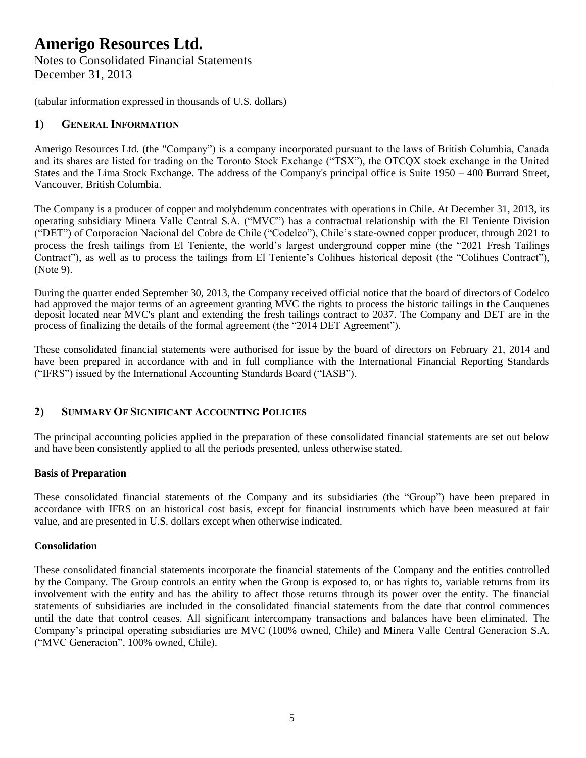(tabular information expressed in thousands of U.S. dollars)

## 1) General Information

Amerigo Resources Ltd. (the "Company") is a company incorporated pursuant to the laws of British Columbia, Canada and its shares are listed for trading on the Toronto Stock Exchange ("TSX"), the OTCQX stock exchange in the United States and the Lima Stock Exchange. The address of the Company's principal office is Suite 1950 – 400 Burrard Street, Vancouver, British Columbia.

The Company is a producer of copper and molybdenum concentrates with operations in Chile. At December 31, 2013, its operating subsidiary Minera Valle Central S.A. ("MVC") has a contractual relationship with the El Teniente Division ("DET") of Corporacion Nacional del Cobre de Chile ("Codelco"), Chile's state-owned copper producer, through 2021 to process the fresh tailings from El Teniente, the world's largest underground copper mine (the "2021 Fresh Tailings Contract"), as well as to process the tailings from El Teniente's Colihues historical deposit (the "Colihues Contract"), (Note 9).

During the quarter ended September 30, 2013, the Company received official notice that the board of directors of Codelco had approved the major terms of an agreement granting MVC the rights to process the historic tailings in the Cauquenes deposit located near MVC's plant and extending the fresh tailings contract to 2037. The Company and DET are in the process of finalizing the details of the formal agreement (the "2014 DET Agreement").

These consolidated financial statements were authorised for issue by the board of directors on February 21, 2014 and have been prepared in accordance with and in full compliance with the International Financial Reporting Standards ("IFRS") issued by the International Accounting Standards Board ("IASB").

## 2) Summary Of Significant Accounting Policies

The principal accounting policies applied in the preparation of these consolidated financial statements are set out below and have been consistently applied to all the periods presented, unless otherwise stated.

### Basis of Preparation

These consolidated financial statements of the Company and its subsidiaries (the "Group") have been prepared in accordance with IFRS on an historical cost basis, except for financial instruments which have been measured at fair value, and are presented in U.S. dollars except when otherwise indicated.

### Consolidation

These consolidated financial statements incorporate the financial statements of the Company and the entities controlled by the Company. The Group controls an entity when the Group is exposed to, or has rights to, variable returns from its involvement with the entity and has the ability to affect those returns through its power over the entity. The financial statements of subsidiaries are included in the consolidated financial statements from the date that control commences until the date that control ceases. All significant intercompany transactions and balances have been eliminated. The Company's principal operating subsidiaries are MVC (100% owned, Chile) and Minera Valle Central Generacion S.A. ("MVC Generacion", 100% owned, Chile).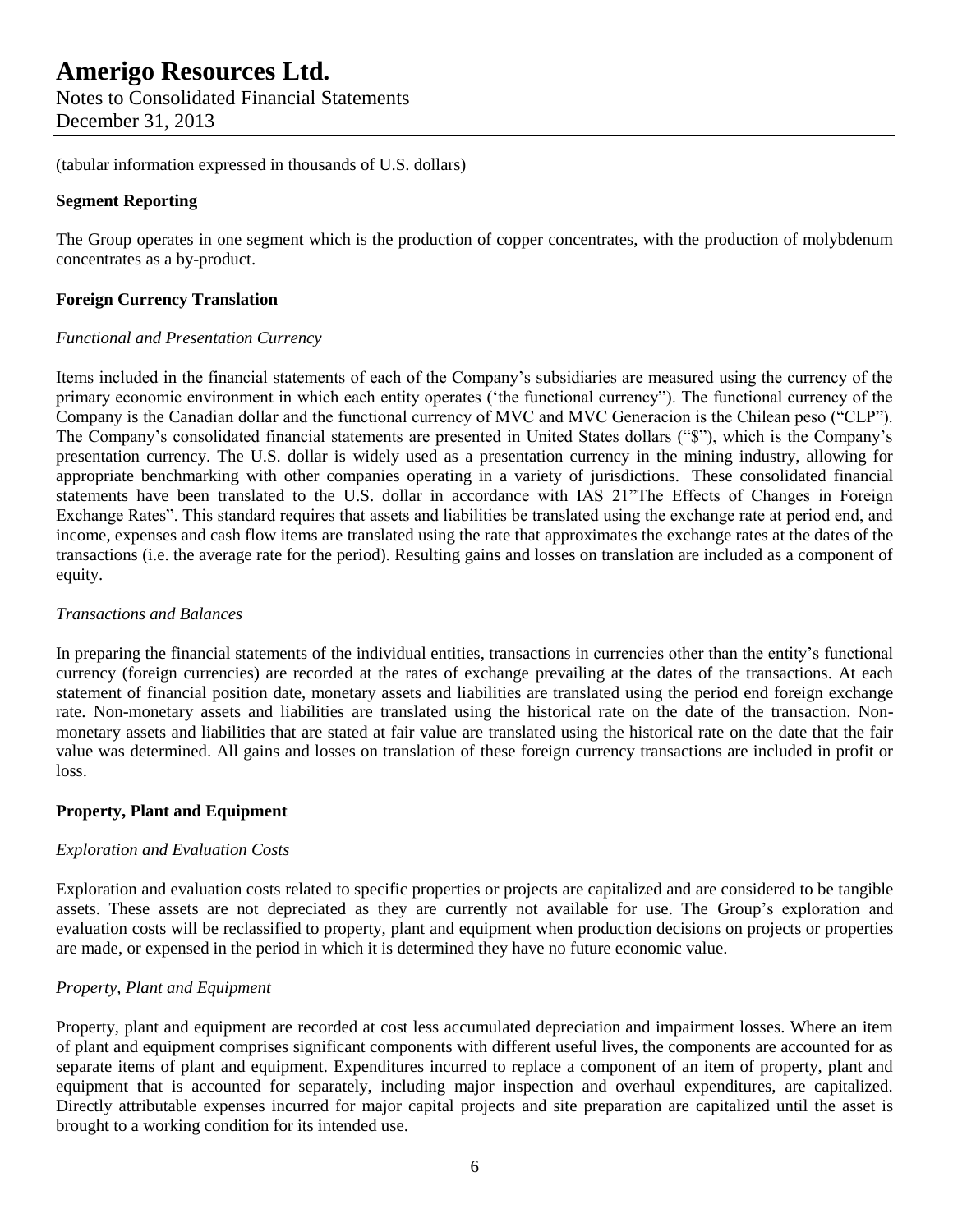(tabular information expressed in thousands of U.S. dollars)

**Segment Reporting**

The Group operates in one segment which is the production of copper concentrates, with the production of molybdenum concentrates as a by-product.

**Foreign Currency Translation**

*Functional and Presentation Currency*

Items included in the financial statements of each of the Company's subsidiaries are measured using the currency of the primary economic environment in which each entity operates ('the functional currency"). The functional currency of the Company is the Canadian dollar and the functional currency of MVC and MVC Generacion is the Chilean peso ("CLP"). The Company's consolidated financial statements are presented in United States dollars ("$"), which is the Company's presentation currency. The U.S. dollar is widely used as a presentation currency in the mining industry, allowing for appropriate benchmarking with other companies operating in a variety of jurisdictions. These consolidated financial statements have been translated to the U.S. dollar in accordance with IAS 21"The Effects of Changes in Foreign Exchange Rates". This standard requires that assets and liabilities be translated using the exchange rate at period end, and income, expenses and cash flow items are translated using the rate that approximates the exchange rates at the dates of the transactions (i.e. the average rate for the period). Resulting gains and losses on translation are included as a component of equity.

*Transactions and Balances*

In preparing the financial statements of the individual entities, transactions in currencies other than the entity's functional currency (foreign currencies) are recorded at the rates of exchange prevailing at the dates of the transactions. At each statement of financial position date, monetary assets and liabilities are translated using the period end foreign exchange rate. Non-monetary assets and liabilities are translated using the historical rate on the date of the transaction. Non-monetary assets and liabilities that are stated at fair value are translated using the historical rate on the date that the fair value was determined. All gains and losses on translation of these foreign currency transactions are included in profit or loss.

**Property, Plant and Equipment**

*Exploration and Evaluation Costs*

Exploration and evaluation costs related to specific properties or projects are capitalized and are considered to be tangible assets. These assets are not depreciated as they are currently not available for use. The Group's exploration and evaluation costs will be reclassified to property, plant and equipment when production decisions on projects or properties are made, or expensed in the period in which it is determined they have no future economic value.

*Property, Plant and Equipment*

Property, plant and equipment are recorded at cost less accumulated depreciation and impairment losses. Where an item of plant and equipment comprises significant components with different useful lives, the components are accounted for as separate items of plant and equipment. Expenditures incurred to replace a component of an item of property, plant and equipment that is accounted for separately, including major inspection and overhaul expenditures, are capitalized. Directly attributable expenses incurred for major capital projects and site preparation are capitalized until the asset is brought to a working condition for its intended use.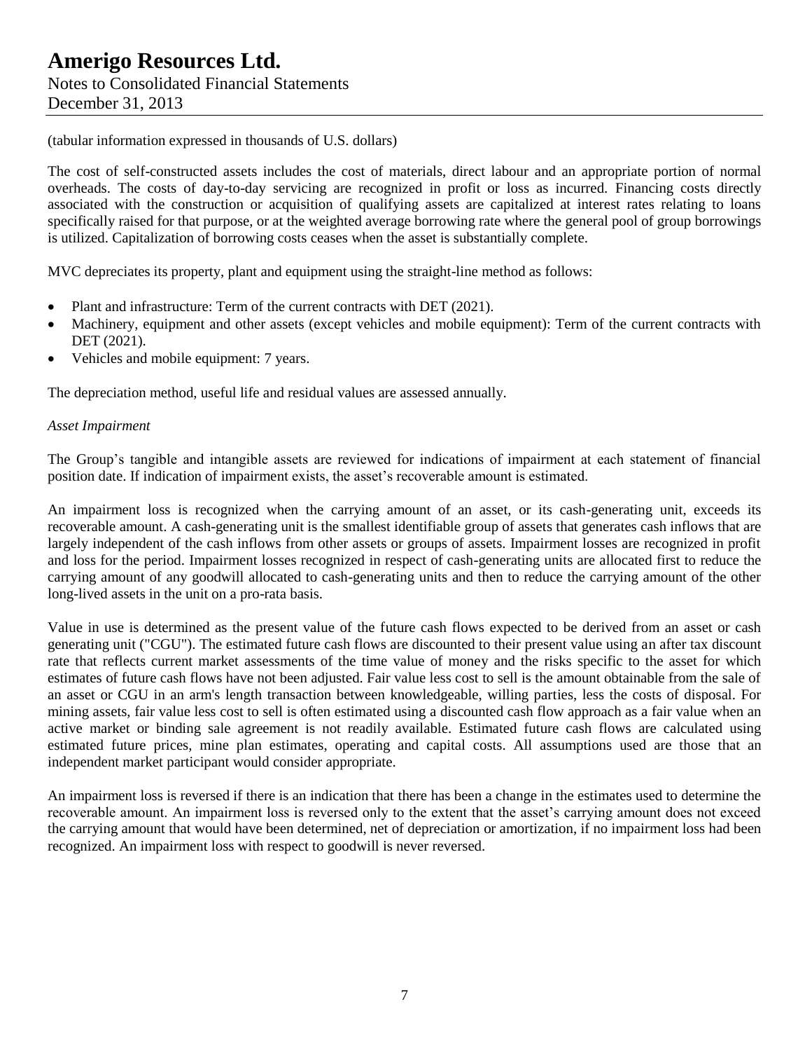(tabular information expressed in thousands of U.S. dollars)

The cost of self-constructed assets includes the cost of materials, direct labour and an appropriate portion of normal overheads. The costs of day-to-day servicing are recognized in profit or loss as incurred. Financing costs directly associated with the construction or acquisition of qualifying assets are capitalized at interest rates relating to loans specifically raised for that purpose, or at the weighted average borrowing rate where the general pool of group borrowings is utilized. Capitalization of borrowing costs ceases when the asset is substantially complete.

MVC depreciates its property, plant and equipment using the straight-line method as follows:

- Plant and infrastructure: Term of the current contracts with DET (2021).
- Machinery, equipment and other assets (except vehicles and mobile equipment): Term of the current contracts with DET (2021).
- Vehicles and mobile equipment: 7 years.

The depreciation method, useful life and residual values are assessed annually.

*Asset Impairment*

The Group's tangible and intangible assets are reviewed for indications of impairment at each statement of financial position date. If indication of impairment exists, the asset's recoverable amount is estimated.

An impairment loss is recognized when the carrying amount of an asset, or its cash-generating unit, exceeds its recoverable amount. A cash-generating unit is the smallest identifiable group of assets that generates cash inflows that are largely independent of the cash inflows from other assets or groups of assets. Impairment losses are recognized in profit and loss for the period. Impairment losses recognized in respect of cash-generating units are allocated first to reduce the carrying amount of any goodwill allocated to cash-generating units and then to reduce the carrying amount of the other long-lived assets in the unit on a pro-rata basis.

Value in use is determined as the present value of the future cash flows expected to be derived from an asset or cash generating unit ("CGU"). The estimated future cash flows are discounted to their present value using an after tax discount rate that reflects current market assessments of the time value of money and the risks specific to the asset for which estimates of future cash flows have not been adjusted. Fair value less cost to sell is the amount obtainable from the sale of an asset or CGU in an arm's length transaction between knowledgeable, willing parties, less the costs of disposal. For mining assets, fair value less cost to sell is often estimated using a discounted cash flow approach as a fair value when an active market or binding sale agreement is not readily available. Estimated future cash flows are calculated using estimated future prices, mine plan estimates, operating and capital costs. All assumptions used are those that an independent market participant would consider appropriate.

An impairment loss is reversed if there is an indication that there has been a change in the estimates used to determine the recoverable amount. An impairment loss is reversed only to the extent that the asset's carrying amount does not exceed the carrying amount that would have been determined, net of depreciation or amortization, if no impairment loss had been recognized. An impairment loss with respect to goodwill is never reversed.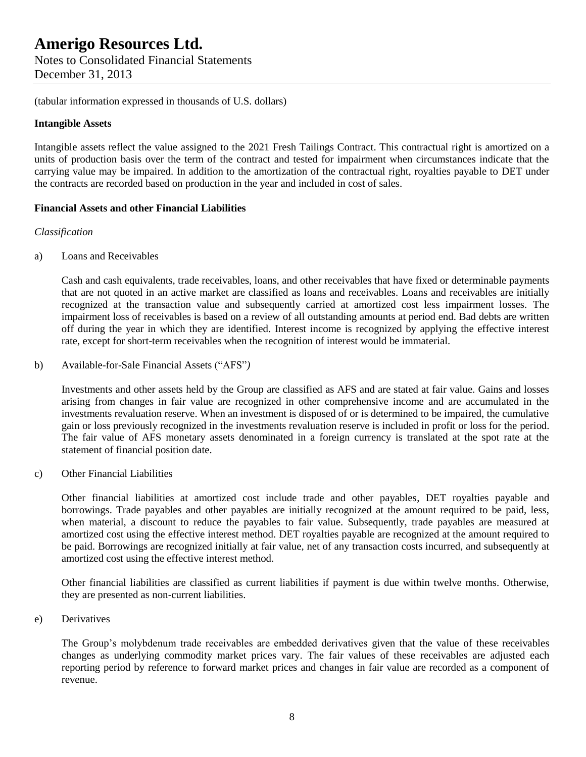(tabular information expressed in thousands of U.S. dollars)

**Intangible Assets**

Intangible assets reflect the value assigned to the 2021 Fresh Tailings Contract. This contractual right is amortized on a units of production basis over the term of the contract and tested for impairment when circumstances indicate that the carrying value may be impaired. In addition to the amortization of the contractual right, royalties payable to DET under the contracts are recorded based on production in the year and included in cost of sales.

**Financial Assets and other Financial Liabilities**

*Classification*

a) Loans and Receivables

Cash and cash equivalents, trade receivables, loans, and other receivables that have fixed or determinable payments that are not quoted in an active market are classified as loans and receivables. Loans and receivables are initially recognized at the transaction value and subsequently carried at amortized cost less impairment losses. The impairment loss of receivables is based on a review of all outstanding amounts at period end. Bad debts are written off during the year in which they are identified. Interest income is recognized by applying the effective interest rate, except for short-term receivables when the recognition of interest would be immaterial.

b) Available-for-Sale Financial Assets ("AFS")

Investments and other assets held by the Group are classified as AFS and are stated at fair value. Gains and losses arising from changes in fair value are recognized in other comprehensive income and are accumulated in the investments revaluation reserve. When an investment is disposed of or is determined to be impaired, the cumulative gain or loss previously recognized in the investments revaluation reserve is included in profit or loss for the period. The fair value of AFS monetary assets denominated in a foreign currency is translated at the spot rate at the statement of financial position date.

c) Other Financial Liabilities

Other financial liabilities at amortized cost include trade and other payables, DET royalties payable and borrowings. Trade payables and other payables are initially recognized at the amount required to be paid, less, when material, a discount to reduce the payables to fair value. Subsequently, trade payables are measured at amortized cost using the effective interest method. DET royalties payable are recognized at the amount required to be paid. Borrowings are recognized initially at fair value, net of any transaction costs incurred, and subsequently at amortized cost using the effective interest method.

Other financial liabilities are classified as current liabilities if payment is due within twelve months. Otherwise, they are presented as non-current liabilities.

e) Derivatives

The Group's molybdenum trade receivables are embedded derivatives given that the value of these receivables changes as underlying commodity market prices vary. The fair values of these receivables are adjusted each reporting period by reference to forward market prices and changes in fair value are recorded as a component of revenue.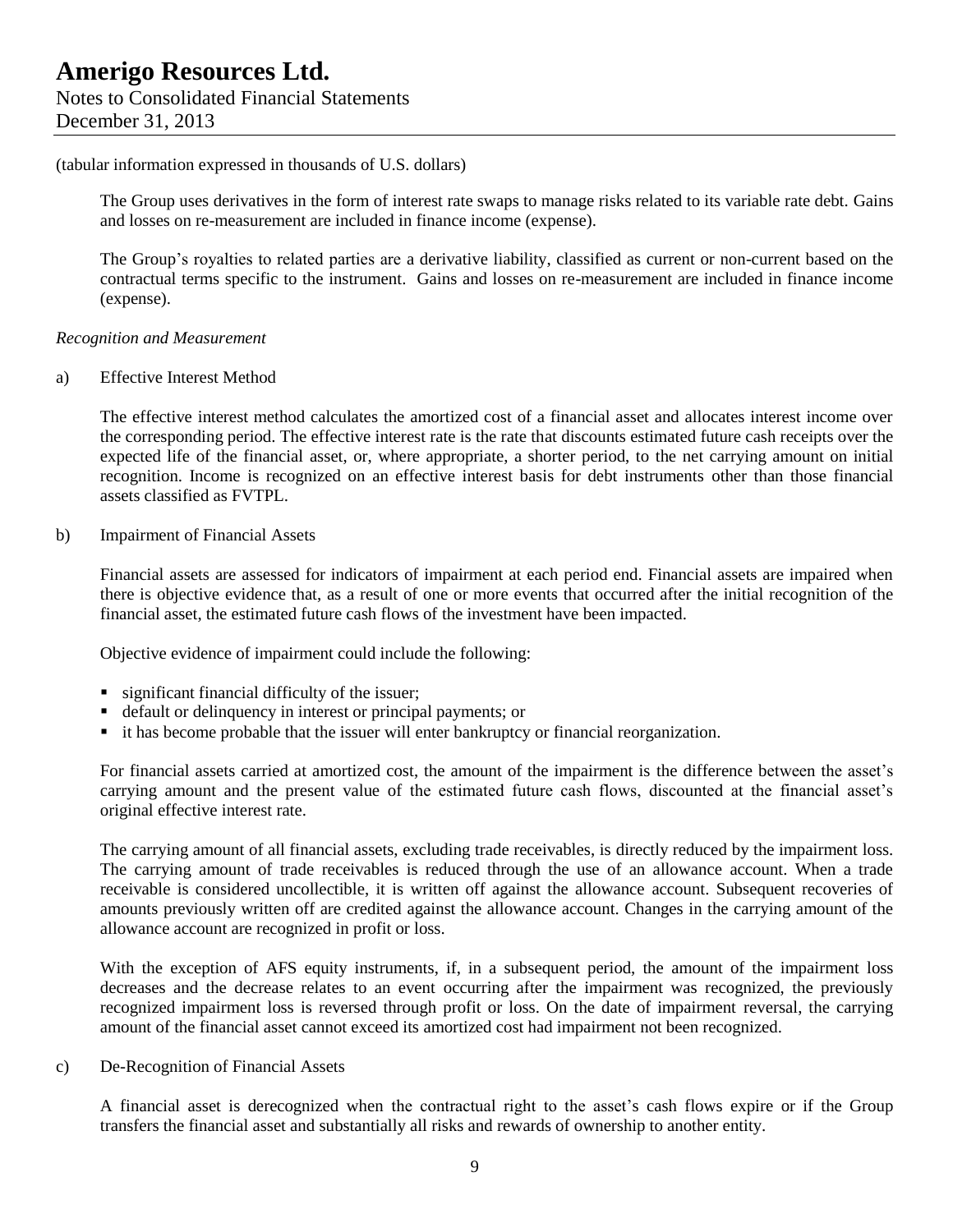(tabular information expressed in thousands of U.S. dollars)

The Group uses derivatives in the form of interest rate swaps to manage risks related to its variable rate debt. Gains and losses on re-measurement are included in finance income (expense).

The Group's royalties to related parties are a derivative liability, classified as current or non-current based on the contractual terms specific to the instrument. Gains and losses on re-measurement are included in finance income (expense).

*Recognition and Measurement*

a) Effective Interest Method

The effective interest method calculates the amortized cost of a financial asset and allocates interest income over the corresponding period. The effective interest rate is the rate that discounts estimated future cash receipts over the expected life of the financial asset, or, where appropriate, a shorter period, to the net carrying amount on initial recognition. Income is recognized on an effective interest basis for debt instruments other than those financial assets classified as FVTPL.

b) Impairment of Financial Assets

Financial assets are assessed for indicators of impairment at each period end. Financial assets are impaired when there is objective evidence that, as a result of one or more events that occurred after the initial recognition of the financial asset, the estimated future cash flows of the investment have been impacted.

Objective evidence of impairment could include the following:

- significant financial difficulty of the issuer;
- default or delinquency in interest or principal payments; or
- it has become probable that the issuer will enter bankruptcy or financial reorganization.

For financial assets carried at amortized cost, the amount of the impairment is the difference between the asset's carrying amount and the present value of the estimated future cash flows, discounted at the financial asset's original effective interest rate.

The carrying amount of all financial assets, excluding trade receivables, is directly reduced by the impairment loss. The carrying amount of trade receivables is reduced through the use of an allowance account. When a trade receivable is considered uncollectible, it is written off against the allowance account. Subsequent recoveries of amounts previously written off are credited against the allowance account. Changes in the carrying amount of the allowance account are recognized in profit or loss.

With the exception of AFS equity instruments, if, in a subsequent period, the amount of the impairment loss decreases and the decrease relates to an event occurring after the impairment was recognized, the previously recognized impairment loss is reversed through profit or loss. On the date of impairment reversal, the carrying amount of the financial asset cannot exceed its amortized cost had impairment not been recognized.

c) De-Recognition of Financial Assets

A financial asset is derecognized when the contractual right to the asset's cash flows expire or if the Group transfers the financial asset and substantially all risks and rewards of ownership to another entity.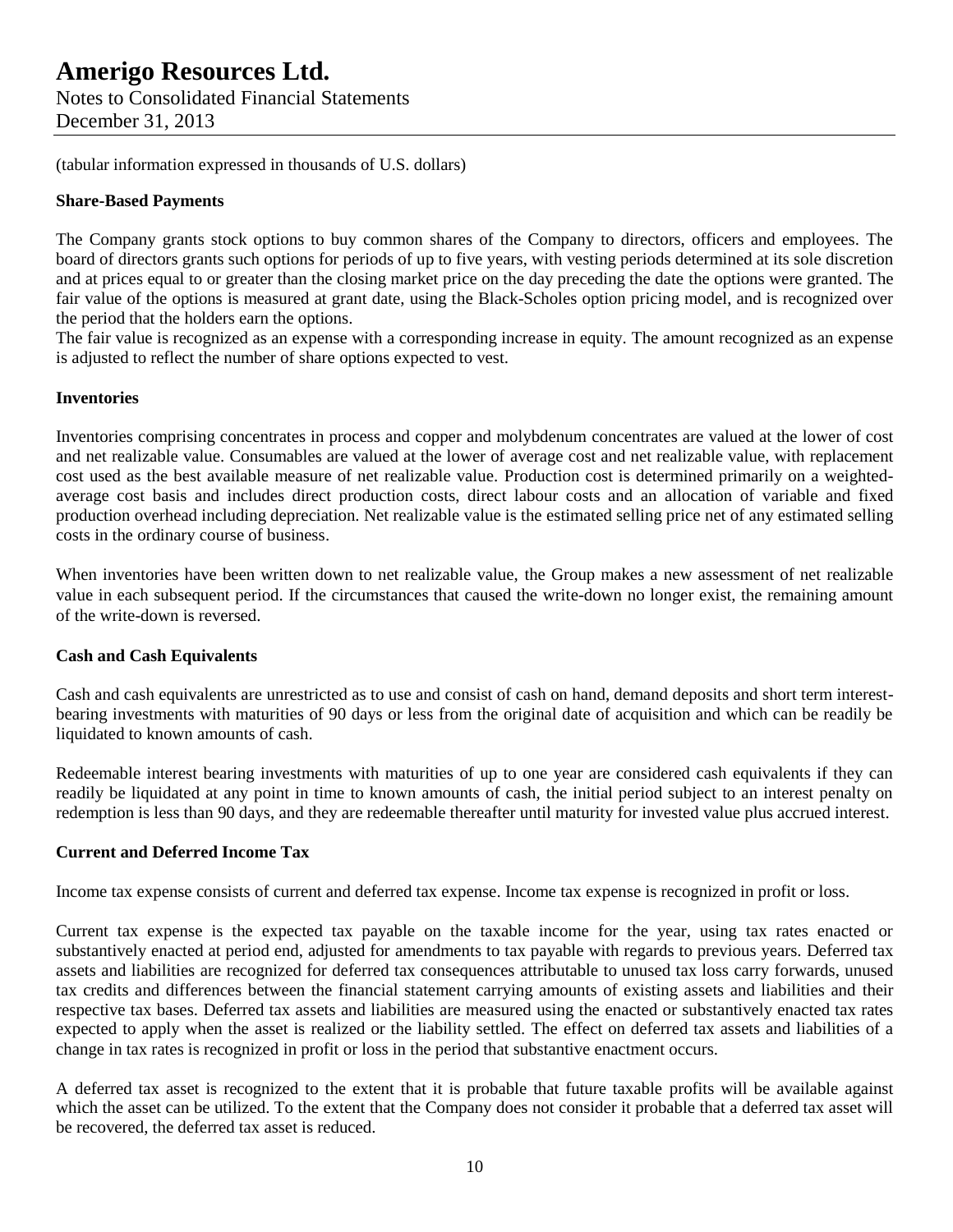(tabular information expressed in thousands of U.S. dollars)

**Share-Based Payments**

The Company grants stock options to buy common shares of the Company to directors, officers and employees. The board of directors grants such options for periods of up to five years, with vesting periods determined at its sole discretion and at prices equal to or greater than the closing market price on the day preceding the date the options were granted. The fair value of the options is measured at grant date, using the Black-Scholes option pricing model, and is recognized over the period that the holders earn the options.
The fair value is recognized as an expense with a corresponding increase in equity. The amount recognized as an expense is adjusted to reflect the number of share options expected to vest.

**Inventories**

Inventories comprising concentrates in process and copper and molybdenum concentrates are valued at the lower of cost and net realizable value. Consumables are valued at the lower of average cost and net realizable value, with replacement cost used as the best available measure of net realizable value. Production cost is determined primarily on a weighted-average cost basis and includes direct production costs, direct labour costs and an allocation of variable and fixed production overhead including depreciation. Net realizable value is the estimated selling price net of any estimated selling costs in the ordinary course of business.

When inventories have been written down to net realizable value, the Group makes a new assessment of net realizable value in each subsequent period. If the circumstances that caused the write-down no longer exist, the remaining amount of the write-down is reversed.

**Cash and Cash Equivalents**

Cash and cash equivalents are unrestricted as to use and consist of cash on hand, demand deposits and short term interest-bearing investments with maturities of 90 days or less from the original date of acquisition and which can be readily be liquidated to known amounts of cash.

Redeemable interest bearing investments with maturities of up to one year are considered cash equivalents if they can readily be liquidated at any point in time to known amounts of cash, the initial period subject to an interest penalty on redemption is less than 90 days, and they are redeemable thereafter until maturity for invested value plus accrued interest.

**Current and Deferred Income Tax**

Income tax expense consists of current and deferred tax expense. Income tax expense is recognized in profit or loss.

Current tax expense is the expected tax payable on the taxable income for the year, using tax rates enacted or substantively enacted at period end, adjusted for amendments to tax payable with regards to previous years. Deferred tax assets and liabilities are recognized for deferred tax consequences attributable to unused tax loss carry forwards, unused tax credits and differences between the financial statement carrying amounts of existing assets and liabilities and their respective tax bases. Deferred tax assets and liabilities are measured using the enacted or substantively enacted tax rates expected to apply when the asset is realized or the liability settled. The effect on deferred tax assets and liabilities of a change in tax rates is recognized in profit or loss in the period that substantive enactment occurs.

A deferred tax asset is recognized to the extent that it is probable that future taxable profits will be available against which the asset can be utilized. To the extent that the Company does not consider it probable that a deferred tax asset will be recovered, the deferred tax asset is reduced.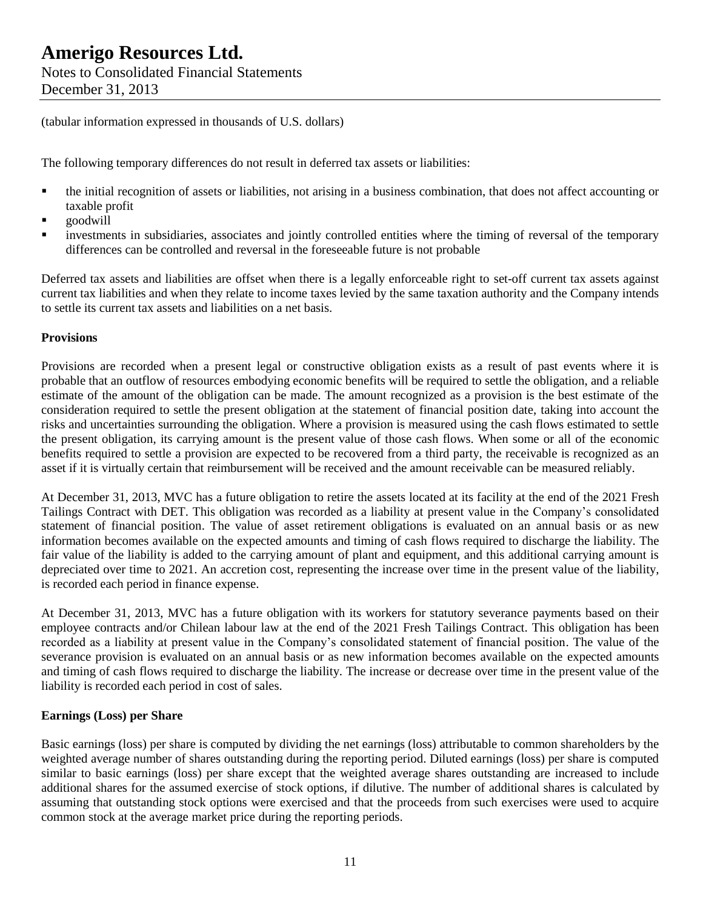(tabular information expressed in thousands of U.S. dollars)

The following temporary differences do not result in deferred tax assets or liabilities:

- the initial recognition of assets or liabilities, not arising in a business combination, that does not affect accounting or taxable profit
- goodwill
- investments in subsidiaries, associates and jointly controlled entities where the timing of reversal of the temporary differences can be controlled and reversal in the foreseeable future is not probable

Deferred tax assets and liabilities are offset when there is a legally enforceable right to set-off current tax assets against current tax liabilities and when they relate to income taxes levied by the same taxation authority and the Company intends to settle its current tax assets and liabilities on a net basis.

**Provisions**

Provisions are recorded when a present legal or constructive obligation exists as a result of past events where it is probable that an outflow of resources embodying economic benefits will be required to settle the obligation, and a reliable estimate of the amount of the obligation can be made. The amount recognized as a provision is the best estimate of the consideration required to settle the present obligation at the statement of financial position date, taking into account the risks and uncertainties surrounding the obligation. Where a provision is measured using the cash flows estimated to settle the present obligation, its carrying amount is the present value of those cash flows. When some or all of the economic benefits required to settle a provision are expected to be recovered from a third party, the receivable is recognized as an asset if it is virtually certain that reimbursement will be received and the amount receivable can be measured reliably.

At December 31, 2013, MVC has a future obligation to retire the assets located at its facility at the end of the 2021 Fresh Tailings Contract with DET. This obligation was recorded as a liability at present value in the Company's consolidated statement of financial position. The value of asset retirement obligations is evaluated on an annual basis or as new information becomes available on the expected amounts and timing of cash flows required to discharge the liability. The fair value of the liability is added to the carrying amount of plant and equipment, and this additional carrying amount is depreciated over time to 2021. An accretion cost, representing the increase over time in the present value of the liability, is recorded each period in finance expense.

At December 31, 2013, MVC has a future obligation with its workers for statutory severance payments based on their employee contracts and/or Chilean labour law at the end of the 2021 Fresh Tailings Contract. This obligation has been recorded as a liability at present value in the Company's consolidated statement of financial position. The value of the severance provision is evaluated on an annual basis or as new information becomes available on the expected amounts and timing of cash flows required to discharge the liability. The increase or decrease over time in the present value of the liability is recorded each period in cost of sales.

**Earnings (Loss) per Share**

Basic earnings (loss) per share is computed by dividing the net earnings (loss) attributable to common shareholders by the weighted average number of shares outstanding during the reporting period. Diluted earnings (loss) per share is computed similar to basic earnings (loss) per share except that the weighted average shares outstanding are increased to include additional shares for the assumed exercise of stock options, if dilutive. The number of additional shares is calculated by assuming that outstanding stock options were exercised and that the proceeds from such exercises were used to acquire common stock at the average market price during the reporting periods.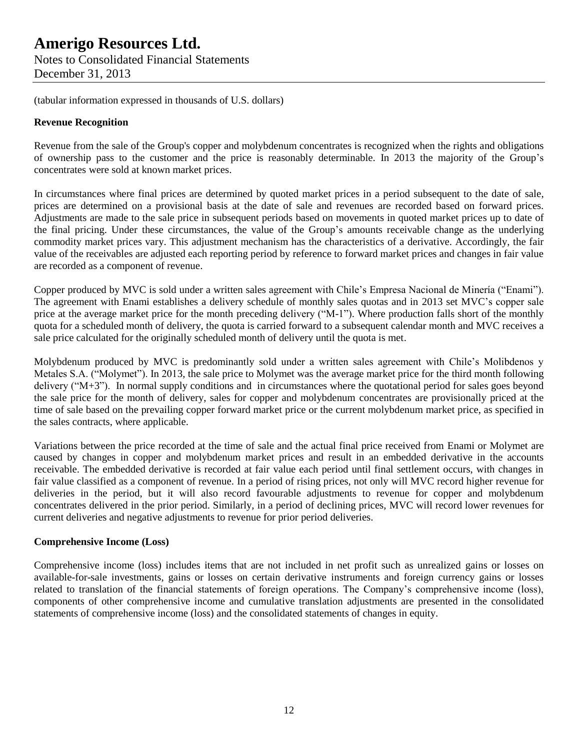(tabular information expressed in thousands of U.S. dollars)

**Revenue Recognition**

Revenue from the sale of the Group's copper and molybdenum concentrates is recognized when the rights and obligations of ownership pass to the customer and the price is reasonably determinable. In 2013 the majority of the Group's concentrates were sold at known market prices.

In circumstances where final prices are determined by quoted market prices in a period subsequent to the date of sale, prices are determined on a provisional basis at the date of sale and revenues are recorded based on forward prices. Adjustments are made to the sale price in subsequent periods based on movements in quoted market prices up to date of the final pricing. Under these circumstances, the value of the Group's amounts receivable change as the underlying commodity market prices vary. This adjustment mechanism has the characteristics of a derivative. Accordingly, the fair value of the receivables are adjusted each reporting period by reference to forward market prices and changes in fair value are recorded as a component of revenue.

Copper produced by MVC is sold under a written sales agreement with Chile's Empresa Nacional de Minería ("Enami"). The agreement with Enami establishes a delivery schedule of monthly sales quotas and in 2013 set MVC's copper sale price at the average market price for the month preceding delivery ("M-1"). Where production falls short of the monthly quota for a scheduled month of delivery, the quota is carried forward to a subsequent calendar month and MVC receives a sale price calculated for the originally scheduled month of delivery until the quota is met.

Molybdenum produced by MVC is predominantly sold under a written sales agreement with Chile's Molibdenos y Metales S.A. ("Molymet"). In 2013, the sale price to Molymet was the average market price for the third month following delivery ("M+3"). In normal supply conditions and in circumstances where the quotational period for sales goes beyond the sale price for the month of delivery, sales for copper and molybdenum concentrates are provisionally priced at the time of sale based on the prevailing copper forward market price or the current molybdenum market price, as specified in the sales contracts, where applicable.

Variations between the price recorded at the time of sale and the actual final price received from Enami or Molymet are caused by changes in copper and molybdenum market prices and result in an embedded derivative in the accounts receivable. The embedded derivative is recorded at fair value each period until final settlement occurs, with changes in fair value classified as a component of revenue. In a period of rising prices, not only will MVC record higher revenue for deliveries in the period, but it will also record favourable adjustments to revenue for copper and molybdenum concentrates delivered in the prior period. Similarly, in a period of declining prices, MVC will record lower revenues for current deliveries and negative adjustments to revenue for prior period deliveries.

**Comprehensive Income (Loss)**

Comprehensive income (loss) includes items that are not included in net profit such as unrealized gains or losses on available-for-sale investments, gains or losses on certain derivative instruments and foreign currency gains or losses related to translation of the financial statements of foreign operations. The Company's comprehensive income (loss), components of other comprehensive income and cumulative translation adjustments are presented in the consolidated statements of comprehensive income (loss) and the consolidated statements of changes in equity.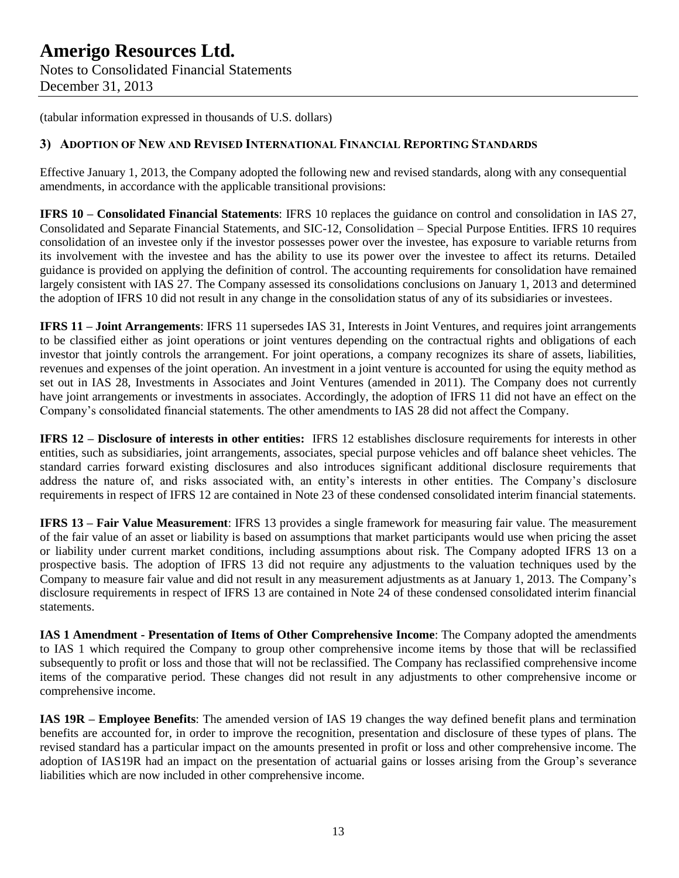(tabular information expressed in thousands of U.S. dollars)

## 3) ADOPTION OF NEW AND REVISED INTERNATIONAL FINANCIAL REPORTING STANDARDS

Effective January 1, 2013, the Company adopted the following new and revised standards, along with any consequential amendments, in accordance with the applicable transitional provisions:

**IFRS 10 – Consolidated Financial Statements**: IFRS 10 replaces the guidance on control and consolidation in IAS 27, Consolidated and Separate Financial Statements, and SIC-12, Consolidation – Special Purpose Entities. IFRS 10 requires consolidation of an investee only if the investor possesses power over the investee, has exposure to variable returns from its involvement with the investee and has the ability to use its power over the investee to affect its returns. Detailed guidance is provided on applying the definition of control. The accounting requirements for consolidation have remained largely consistent with IAS 27. The Company assessed its consolidations conclusions on January 1, 2013 and determined the adoption of IFRS 10 did not result in any change in the consolidation status of any of its subsidiaries or investees.

**IFRS 11 – Joint Arrangements**: IFRS 11 supersedes IAS 31, Interests in Joint Ventures, and requires joint arrangements to be classified either as joint operations or joint ventures depending on the contractual rights and obligations of each investor that jointly controls the arrangement. For joint operations, a company recognizes its share of assets, liabilities, revenues and expenses of the joint operation. An investment in a joint venture is accounted for using the equity method as set out in IAS 28, Investments in Associates and Joint Ventures (amended in 2011). The Company does not currently have joint arrangements or investments in associates. Accordingly, the adoption of IFRS 11 did not have an effect on the Company's consolidated financial statements. The other amendments to IAS 28 did not affect the Company.

**IFRS 12 – Disclosure of interests in other entities:** IFRS 12 establishes disclosure requirements for interests in other entities, such as subsidiaries, joint arrangements, associates, special purpose vehicles and off balance sheet vehicles. The standard carries forward existing disclosures and also introduces significant additional disclosure requirements that address the nature of, and risks associated with, an entity's interests in other entities. The Company's disclosure requirements in respect of IFRS 12 are contained in Note 23 of these condensed consolidated interim financial statements.

**IFRS 13 – Fair Value Measurement**: IFRS 13 provides a single framework for measuring fair value. The measurement of the fair value of an asset or liability is based on assumptions that market participants would use when pricing the asset or liability under current market conditions, including assumptions about risk. The Company adopted IFRS 13 on a prospective basis. The adoption of IFRS 13 did not require any adjustments to the valuation techniques used by the Company to measure fair value and did not result in any measurement adjustments as at January 1, 2013. The Company's disclosure requirements in respect of IFRS 13 are contained in Note 24 of these condensed consolidated interim financial statements.

**IAS 1 Amendment - Presentation of Items of Other Comprehensive Income**: The Company adopted the amendments to IAS 1 which required the Company to group other comprehensive income items by those that will be reclassified subsequently to profit or loss and those that will not be reclassified. The Company has reclassified comprehensive income items of the comparative period. These changes did not result in any adjustments to other comprehensive income or comprehensive income.

**IAS 19R – Employee Benefits**: The amended version of IAS 19 changes the way defined benefit plans and termination benefits are accounted for, in order to improve the recognition, presentation and disclosure of these types of plans. The revised standard has a particular impact on the amounts presented in profit or loss and other comprehensive income. The adoption of IAS19R had an impact on the presentation of actuarial gains or losses arising from the Group's severance liabilities which are now included in other comprehensive income.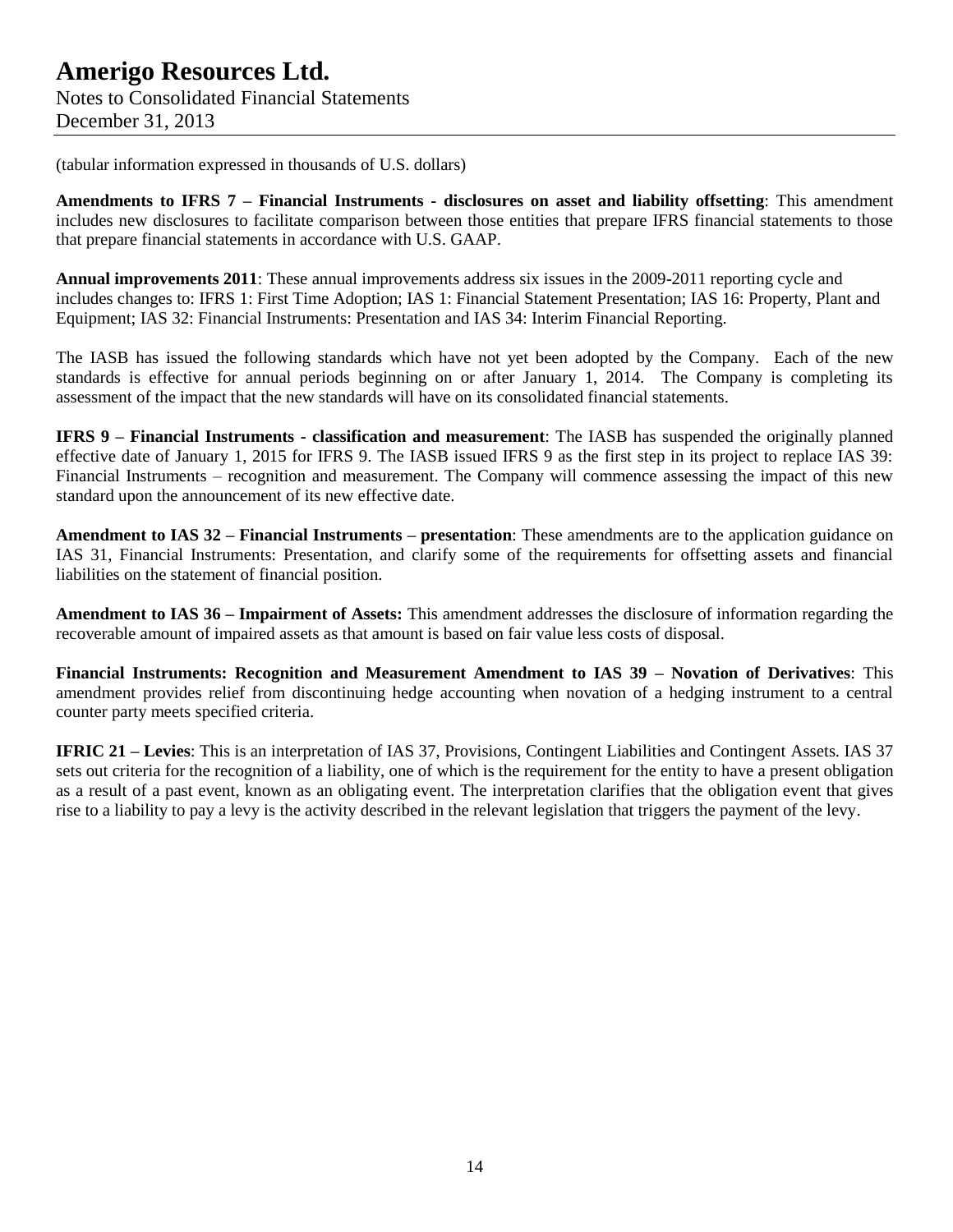(tabular information expressed in thousands of U.S. dollars)

**Amendments to IFRS 7 – Financial Instruments - disclosures on asset and liability offsetting**: This amendment includes new disclosures to facilitate comparison between those entities that prepare IFRS financial statements to those that prepare financial statements in accordance with U.S. GAAP.

**Annual improvements 2011**: These annual improvements address six issues in the 2009-2011 reporting cycle and includes changes to: IFRS 1: First Time Adoption; IAS 1: Financial Statement Presentation; IAS 16: Property, Plant and Equipment; IAS 32: Financial Instruments: Presentation and IAS 34: Interim Financial Reporting.

The IASB has issued the following standards which have not yet been adopted by the Company. Each of the new standards is effective for annual periods beginning on or after January 1, 2014. The Company is completing its assessment of the impact that the new standards will have on its consolidated financial statements.

**IFRS 9 – Financial Instruments - classification and measurement**: The IASB has suspended the originally planned effective date of January 1, 2015 for IFRS 9. The IASB issued IFRS 9 as the first step in its project to replace IAS 39: Financial Instruments – recognition and measurement. The Company will commence assessing the impact of this new standard upon the announcement of its new effective date.

**Amendment to IAS 32 – Financial Instruments – presentation**: These amendments are to the application guidance on IAS 31, Financial Instruments: Presentation, and clarify some of the requirements for offsetting assets and financial liabilities on the statement of financial position.

**Amendment to IAS 36 – Impairment of Assets:** This amendment addresses the disclosure of information regarding the recoverable amount of impaired assets as that amount is based on fair value less costs of disposal.

**Financial Instruments: Recognition and Measurement Amendment to IAS 39 – Novation of Derivatives**: This amendment provides relief from discontinuing hedge accounting when novation of a hedging instrument to a central counter party meets specified criteria.

**IFRIC 21 – Levies**: This is an interpretation of IAS 37, Provisions, Contingent Liabilities and Contingent Assets. IAS 37 sets out criteria for the recognition of a liability, one of which is the requirement for the entity to have a present obligation as a result of a past event, known as an obligating event. The interpretation clarifies that the obligation event that gives rise to a liability to pay a levy is the activity described in the relevant legislation that triggers the payment of the levy.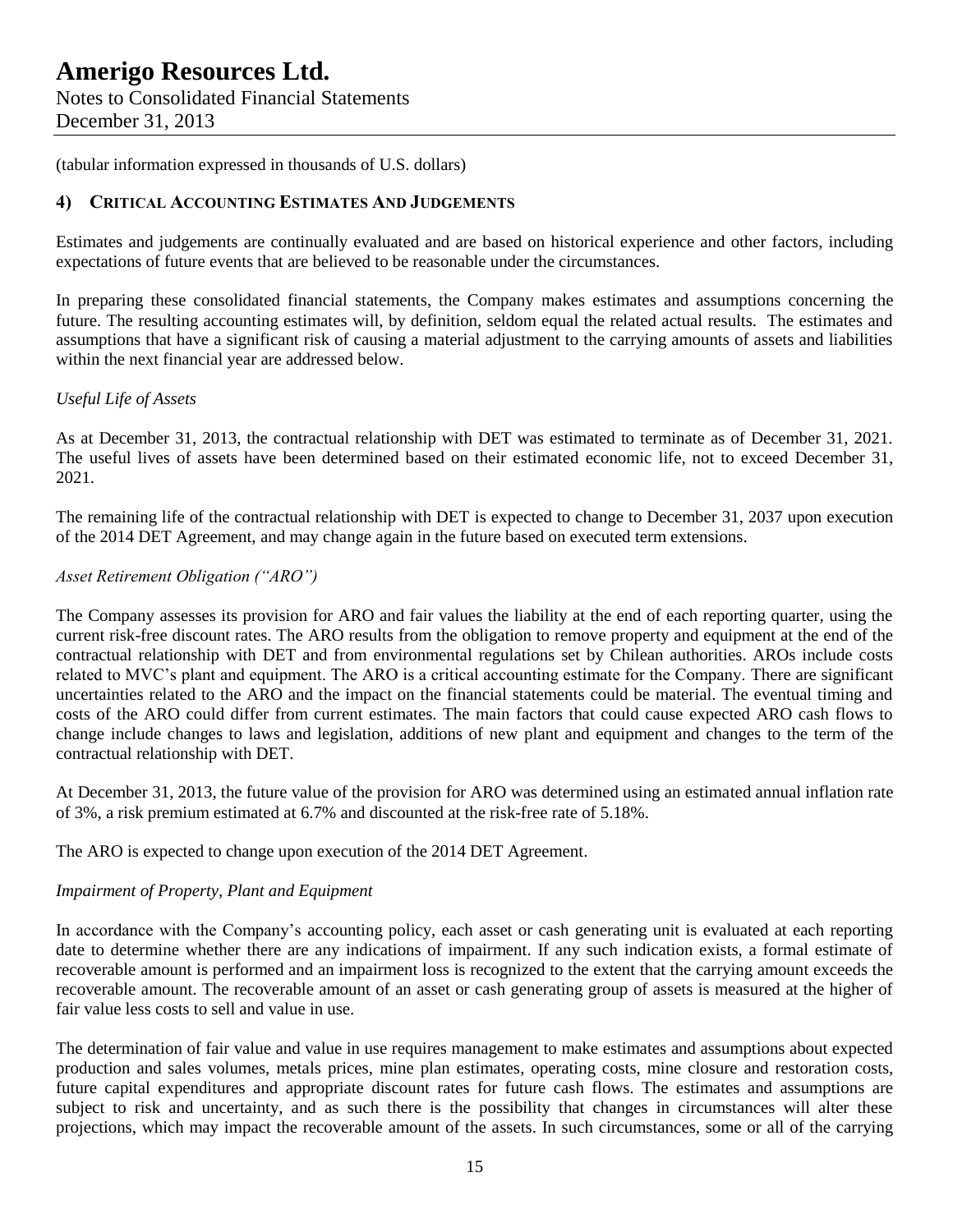(tabular information expressed in thousands of U.S. dollars)

## 4) Critical Accounting Estimates And Judgements

Estimates and judgements are continually evaluated and are based on historical experience and other factors, including expectations of future events that are believed to be reasonable under the circumstances.

In preparing these consolidated financial statements, the Company makes estimates and assumptions concerning the future. The resulting accounting estimates will, by definition, seldom equal the related actual results. The estimates and assumptions that have a significant risk of causing a material adjustment to the carrying amounts of assets and liabilities within the next financial year are addressed below.

*Useful Life of Assets*

As at December 31, 2013, the contractual relationship with DET was estimated to terminate as of December 31, 2021. The useful lives of assets have been determined based on their estimated economic life, not to exceed December 31, 2021.

The remaining life of the contractual relationship with DET is expected to change to December 31, 2037 upon execution of the 2014 DET Agreement, and may change again in the future based on executed term extensions.

*Asset Retirement Obligation ("ARO")*

The Company assesses its provision for ARO and fair values the liability at the end of each reporting quarter, using the current risk-free discount rates. The ARO results from the obligation to remove property and equipment at the end of the contractual relationship with DET and from environmental regulations set by Chilean authorities. AROs include costs related to MVC's plant and equipment. The ARO is a critical accounting estimate for the Company. There are significant uncertainties related to the ARO and the impact on the financial statements could be material. The eventual timing and costs of the ARO could differ from current estimates. The main factors that could cause expected ARO cash flows to change include changes to laws and legislation, additions of new plant and equipment and changes to the term of the contractual relationship with DET.

At December 31, 2013, the future value of the provision for ARO was determined using an estimated annual inflation rate of 3%, a risk premium estimated at 6.7% and discounted at the risk-free rate of 5.18%.

The ARO is expected to change upon execution of the 2014 DET Agreement.

*Impairment of Property, Plant and Equipment*

In accordance with the Company's accounting policy, each asset or cash generating unit is evaluated at each reporting date to determine whether there are any indications of impairment. If any such indication exists, a formal estimate of recoverable amount is performed and an impairment loss is recognized to the extent that the carrying amount exceeds the recoverable amount. The recoverable amount of an asset or cash generating group of assets is measured at the higher of fair value less costs to sell and value in use.

The determination of fair value and value in use requires management to make estimates and assumptions about expected production and sales volumes, metals prices, mine plan estimates, operating costs, mine closure and restoration costs, future capital expenditures and appropriate discount rates for future cash flows. The estimates and assumptions are subject to risk and uncertainty, and as such there is the possibility that changes in circumstances will alter these projections, which may impact the recoverable amount of the assets. In such circumstances, some or all of the carrying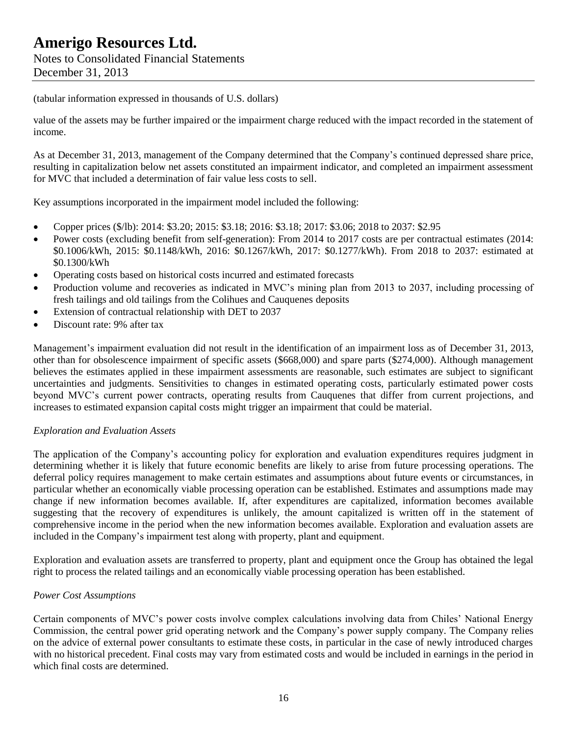(tabular information expressed in thousands of U.S. dollars)

value of the assets may be further impaired or the impairment charge reduced with the impact recorded in the statement of income.

As at December 31, 2013, management of the Company determined that the Company's continued depressed share price, resulting in capitalization below net assets constituted an impairment indicator, and completed an impairment assessment for MVC that included a determination of fair value less costs to sell.

Key assumptions incorporated in the impairment model included the following:

- Copper prices ($/lb): 2014: $3.20; 2015: $3.18; 2016: $3.18; 2017: $3.06; 2018 to 2037: $2.95
- Power costs (excluding benefit from self-generation): From 2014 to 2017 costs are per contractual estimates (2014: $0.1006/kWh, 2015: $0.1148/kWh, 2016: $0.1267/kWh, 2017: $0.1277/kWh). From 2018 to 2037: estimated at $0.1300/kWh
- Operating costs based on historical costs incurred and estimated forecasts
- Production volume and recoveries as indicated in MVC's mining plan from 2013 to 2037, including processing of fresh tailings and old tailings from the Colihues and Cauquenes deposits
- Extension of contractual relationship with DET to 2037
- Discount rate: 9% after tax

Management's impairment evaluation did not result in the identification of an impairment loss as of December 31, 2013, other than for obsolescence impairment of specific assets ($668,000) and spare parts ($274,000). Although management believes the estimates applied in these impairment assessments are reasonable, such estimates are subject to significant uncertainties and judgments. Sensitivities to changes in estimated operating costs, particularly estimated power costs beyond MVC's current power contracts, operating results from Cauquenes that differ from current projections, and increases to estimated expansion capital costs might trigger an impairment that could be material.

*Exploration and Evaluation Assets*

The application of the Company's accounting policy for exploration and evaluation expenditures requires judgment in determining whether it is likely that future economic benefits are likely to arise from future processing operations. The deferral policy requires management to make certain estimates and assumptions about future events or circumstances, in particular whether an economically viable processing operation can be established. Estimates and assumptions made may change if new information becomes available. If, after expenditures are capitalized, information becomes available suggesting that the recovery of expenditures is unlikely, the amount capitalized is written off in the statement of comprehensive income in the period when the new information becomes available. Exploration and evaluation assets are included in the Company's impairment test along with property, plant and equipment.

Exploration and evaluation assets are transferred to property, plant and equipment once the Group has obtained the legal right to process the related tailings and an economically viable processing operation has been established.

*Power Cost Assumptions*

Certain components of MVC's power costs involve complex calculations involving data from Chiles' National Energy Commission, the central power grid operating network and the Company's power supply company. The Company relies on the advice of external power consultants to estimate these costs, in particular in the case of newly introduced charges with no historical precedent. Final costs may vary from estimated costs and would be included in earnings in the period in which final costs are determined.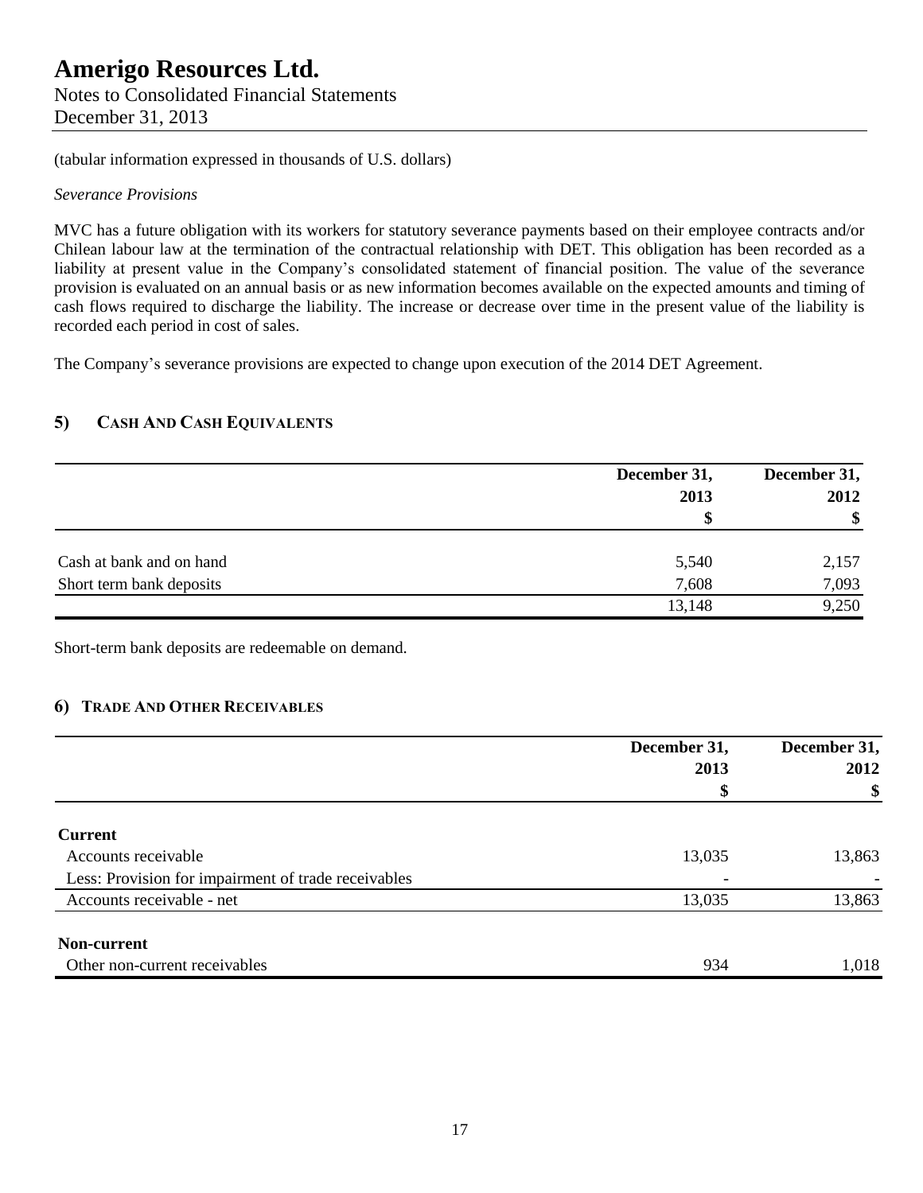(tabular information expressed in thousands of U.S. dollars)

*Severance Provisions*

MVC has a future obligation with its workers for statutory severance payments based on their employee contracts and/or Chilean labour law at the termination of the contractual relationship with DET. This obligation has been recorded as a liability at present value in the Company's consolidated statement of financial position. The value of the severance provision is evaluated on an annual basis or as new information becomes available on the expected amounts and timing of cash flows required to discharge the liability. The increase or decrease over time in the present value of the liability is recorded each period in cost of sales.

The Company's severance provisions are expected to change upon execution of the 2014 DET Agreement.

## 5) Cash And Cash Equivalents

| | December 31, 2013 $ | December 31, 2012 $ |
|---|---|---|
| Cash at bank and on hand | 5,540 | 2,157 |
| Short term bank deposits | 7,608 | 7,093 |
| | 13,148 | 9,250 |

Short-term bank deposits are redeemable on demand.

## 6) Trade And Other Receivables

| | December 31, 2013 $ | December 31, 2012 $ |
|---|---|---|
| **Current** | | |
| Accounts receivable | 13,035 | 13,863 |
| Less: Provision for impairment of trade receivables | - | - |
| Accounts receivable - net | 13,035 | 13,863 |
| **Non-current** | | |
| Other non-current receivables | 934 | 1,018 |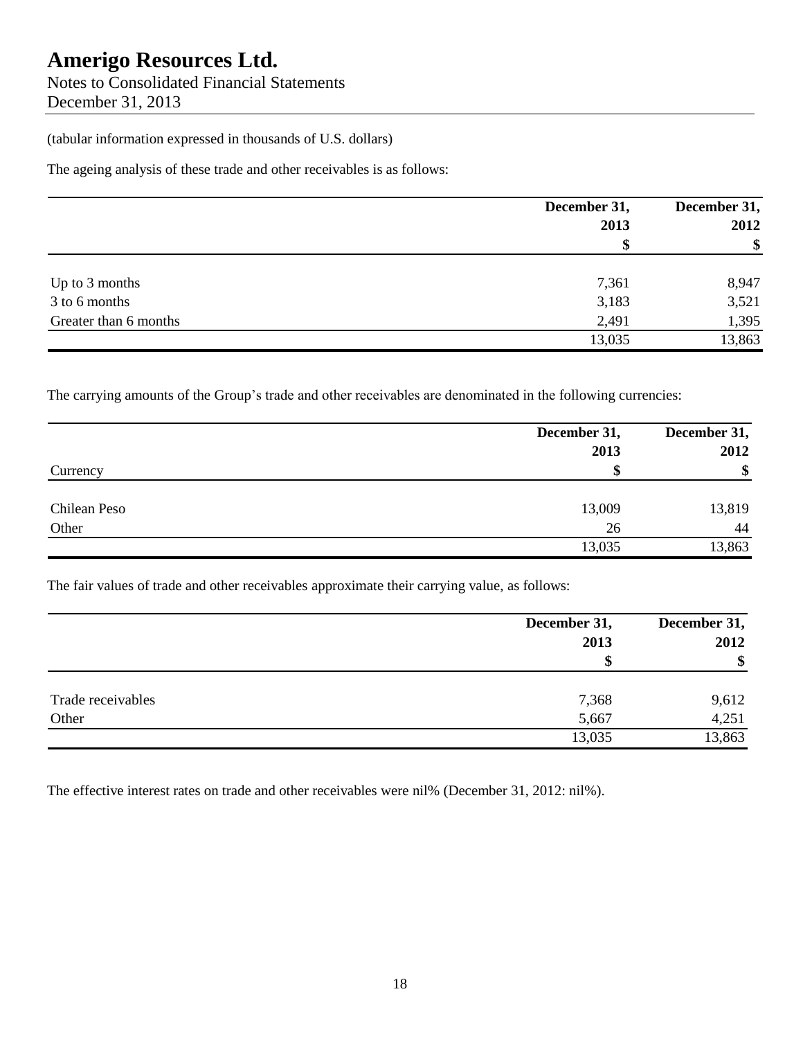(tabular information expressed in thousands of U.S. dollars)

The ageing analysis of these trade and other receivables is as follows:

| | December 31, 2013 $ | December 31, 2012 $ |
|---|---|---|
| Up to 3 months | 7,361 | 8,947 |
| 3 to 6 months | 3,183 | 3,521 |
| Greater than 6 months | 2,491 | 1,395 |
| | 13,035 | 13,863 |

The carrying amounts of the Group's trade and other receivables are denominated in the following currencies:

| Currency | December 31, 2013 $ | December 31, 2012 $ |
|---|---|---|
| Chilean Peso | 13,009 | 13,819 |
| Other | 26 | 44 |
| | 13,035 | 13,863 |

The fair values of trade and other receivables approximate their carrying value, as follows:

| | December 31, 2013 $ | December 31, 2012 $ |
|---|---|---|
| Trade receivables | 7,368 | 9,612 |
| Other | 5,667 | 4,251 |
| | 13,035 | 13,863 |

The effective interest rates on trade and other receivables were nil% (December 31, 2012: nil%).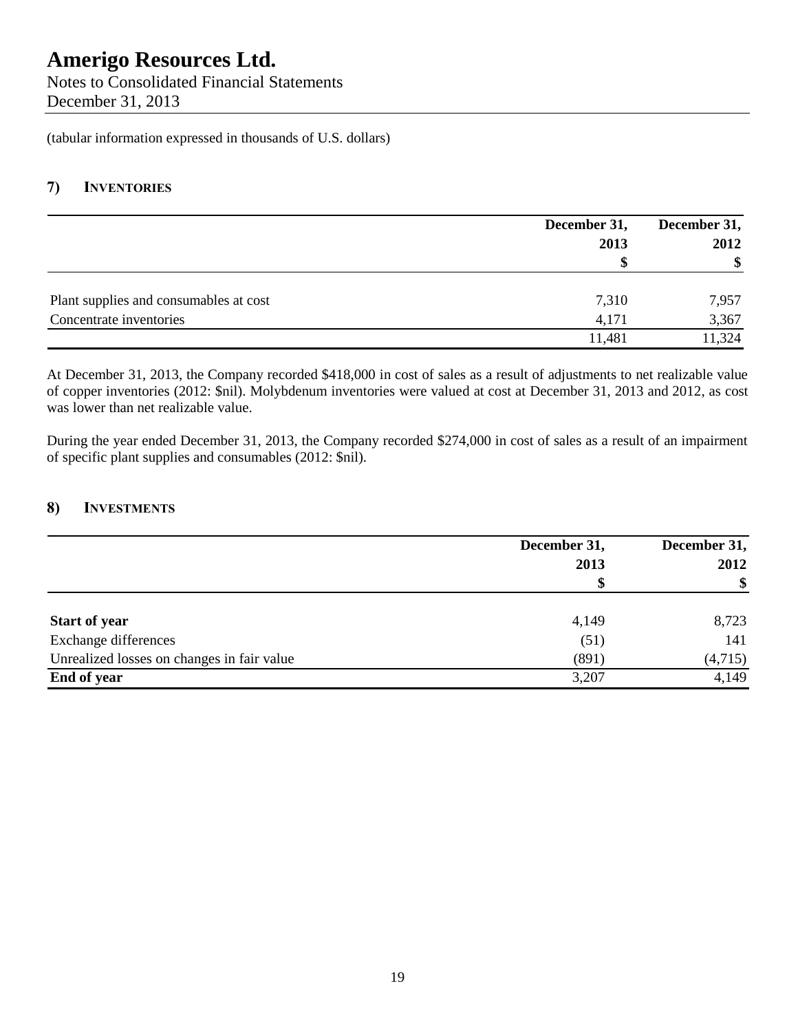# Amerigo Resources Ltd.

Notes to Consolidated Financial Statements
December 31, 2013

(tabular information expressed in thousands of U.S. dollars)

## 7) INVENTORIES

| | December 31, 2013 $ | December 31, 2012 $ |
|---|---|---|
| Plant supplies and consumables at cost | 7,310 | 7,957 |
| Concentrate inventories | 4,171 | 3,367 |
| | 11,481 | 11,324 |

At December 31, 2013, the Company recorded $418,000 in cost of sales as a result of adjustments to net realizable value of copper inventories (2012: $nil). Molybdenum inventories were valued at cost at December 31, 2013 and 2012, as cost was lower than net realizable value.

During the year ended December 31, 2013, the Company recorded $274,000 in cost of sales as a result of an impairment of specific plant supplies and consumables (2012: $nil).

## 8) INVESTMENTS

| | December 31, 2013 $ | December 31, 2012 $ |
|---|---|---|
| **Start of year** | 4,149 | 8,723 |
| Exchange differences | (51) | 141 |
| Unrealized losses on changes in fair value | (891) | (4,715) |
| **End of year** | 3,207 | 4,149 |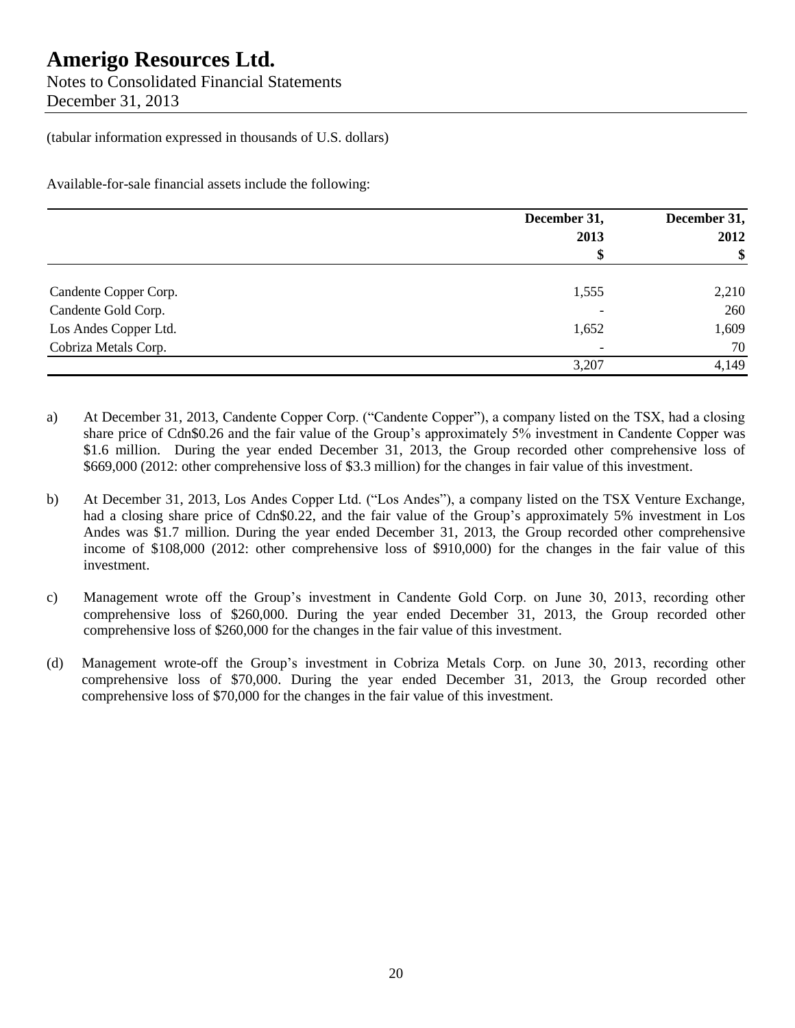(tabular information expressed in thousands of U.S. dollars)

Available-for-sale financial assets include the following:

| | December 31, 2013 \$ | December 31, 2012 \$ |
|---|---|---|
| Candente Copper Corp. | 1,555 | 2,210 |
| Candente Gold Corp. | - | 260 |
| Los Andes Copper Ltd. | 1,652 | 1,609 |
| Cobriza Metals Corp. | - | 70 |
| | 3,207 | 4,149 |

a) At December 31, 2013, Candente Copper Corp. ("Candente Copper"), a company listed on the TSX, had a closing share price of Cdn\$0.26 and the fair value of the Group's approximately 5% investment in Candente Copper was \$1.6 million. During the year ended December 31, 2013, the Group recorded other comprehensive loss of \$669,000 (2012: other comprehensive loss of \$3.3 million) for the changes in fair value of this investment.

b) At December 31, 2013, Los Andes Copper Ltd. ("Los Andes"), a company listed on the TSX Venture Exchange, had a closing share price of Cdn\$0.22, and the fair value of the Group's approximately 5% investment in Los Andes was \$1.7 million. During the year ended December 31, 2013, the Group recorded other comprehensive income of \$108,000 (2012: other comprehensive loss of \$910,000) for the changes in the fair value of this investment.

c) Management wrote off the Group's investment in Candente Gold Corp. on June 30, 2013, recording other comprehensive loss of \$260,000. During the year ended December 31, 2013, the Group recorded other comprehensive loss of \$260,000 for the changes in the fair value of this investment.

(d) Management wrote-off the Group's investment in Cobriza Metals Corp. on June 30, 2013, recording other comprehensive loss of \$70,000. During the year ended December 31, 2013, the Group recorded other comprehensive loss of \$70,000 for the changes in the fair value of this investment.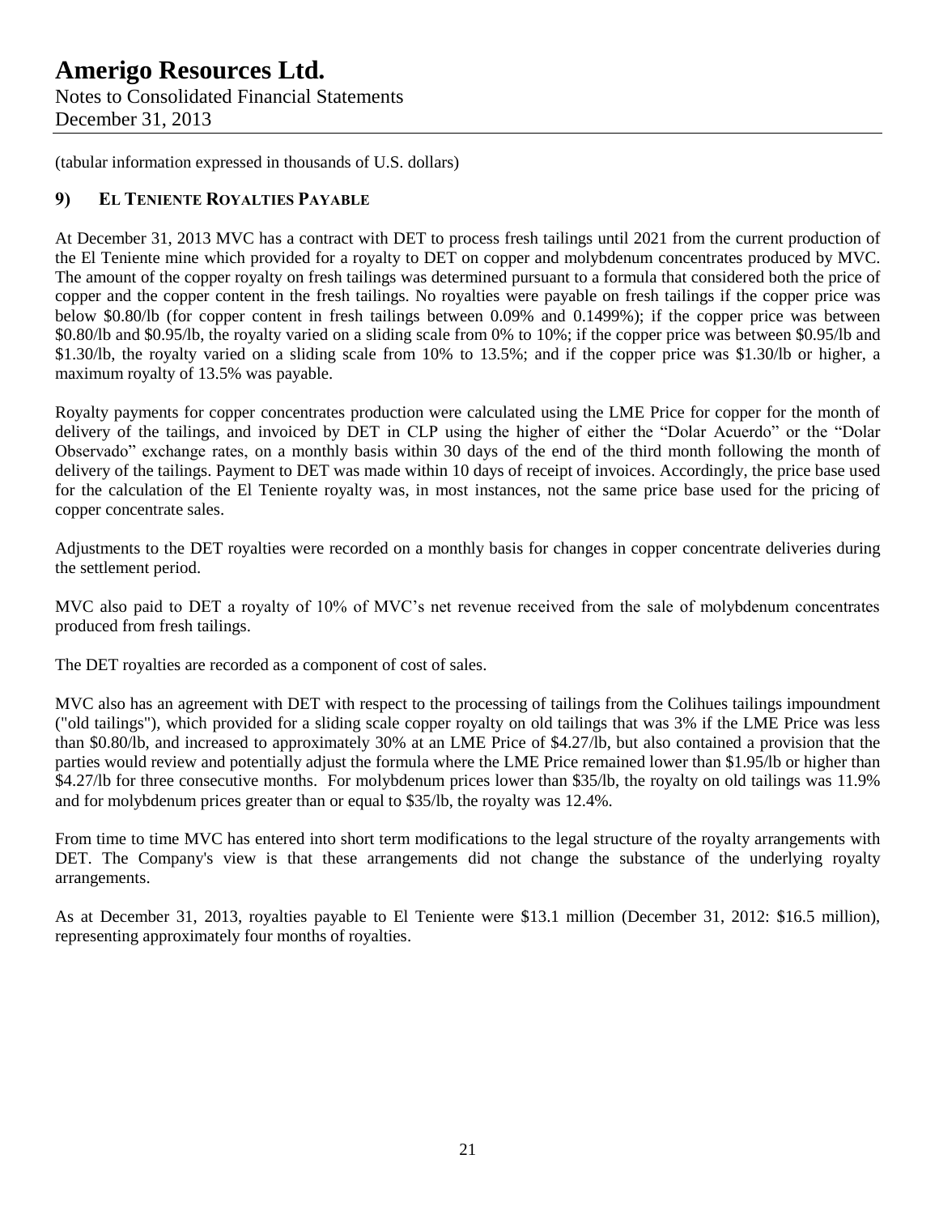(tabular information expressed in thousands of U.S. dollars)

## 9) EL TENIENTE ROYALTIES PAYABLE

At December 31, 2013 MVC has a contract with DET to process fresh tailings until 2021 from the current production of the El Teniente mine which provided for a royalty to DET on copper and molybdenum concentrates produced by MVC. The amount of the copper royalty on fresh tailings was determined pursuant to a formula that considered both the price of copper and the copper content in the fresh tailings. No royalties were payable on fresh tailings if the copper price was below $0.80/lb (for copper content in fresh tailings between 0.09% and 0.1499%); if the copper price was between $0.80/lb and $0.95/lb, the royalty varied on a sliding scale from 0% to 10%; if the copper price was between $0.95/lb and $1.30/lb, the royalty varied on a sliding scale from 10% to 13.5%; and if the copper price was $1.30/lb or higher, a maximum royalty of 13.5% was payable.

Royalty payments for copper concentrates production were calculated using the LME Price for copper for the month of delivery of the tailings, and invoiced by DET in CLP using the higher of either the "Dolar Acuerdo" or the "Dolar Observado" exchange rates, on a monthly basis within 30 days of the end of the third month following the month of delivery of the tailings. Payment to DET was made within 10 days of receipt of invoices. Accordingly, the price base used for the calculation of the El Teniente royalty was, in most instances, not the same price base used for the pricing of copper concentrate sales.

Adjustments to the DET royalties were recorded on a monthly basis for changes in copper concentrate deliveries during the settlement period.

MVC also paid to DET a royalty of 10% of MVC's net revenue received from the sale of molybdenum concentrates produced from fresh tailings.

The DET royalties are recorded as a component of cost of sales.

MVC also has an agreement with DET with respect to the processing of tailings from the Colihues tailings impoundment ("old tailings"), which provided for a sliding scale copper royalty on old tailings that was 3% if the LME Price was less than $0.80/lb, and increased to approximately 30% at an LME Price of $4.27/lb, but also contained a provision that the parties would review and potentially adjust the formula where the LME Price remained lower than $1.95/lb or higher than $4.27/lb for three consecutive months. For molybdenum prices lower than $35/lb, the royalty on old tailings was 11.9% and for molybdenum prices greater than or equal to $35/lb, the royalty was 12.4%.

From time to time MVC has entered into short term modifications to the legal structure of the royalty arrangements with DET. The Company's view is that these arrangements did not change the substance of the underlying royalty arrangements.

As at December 31, 2013, royalties payable to El Teniente were $13.1 million (December 31, 2012: $16.5 million), representing approximately four months of royalties.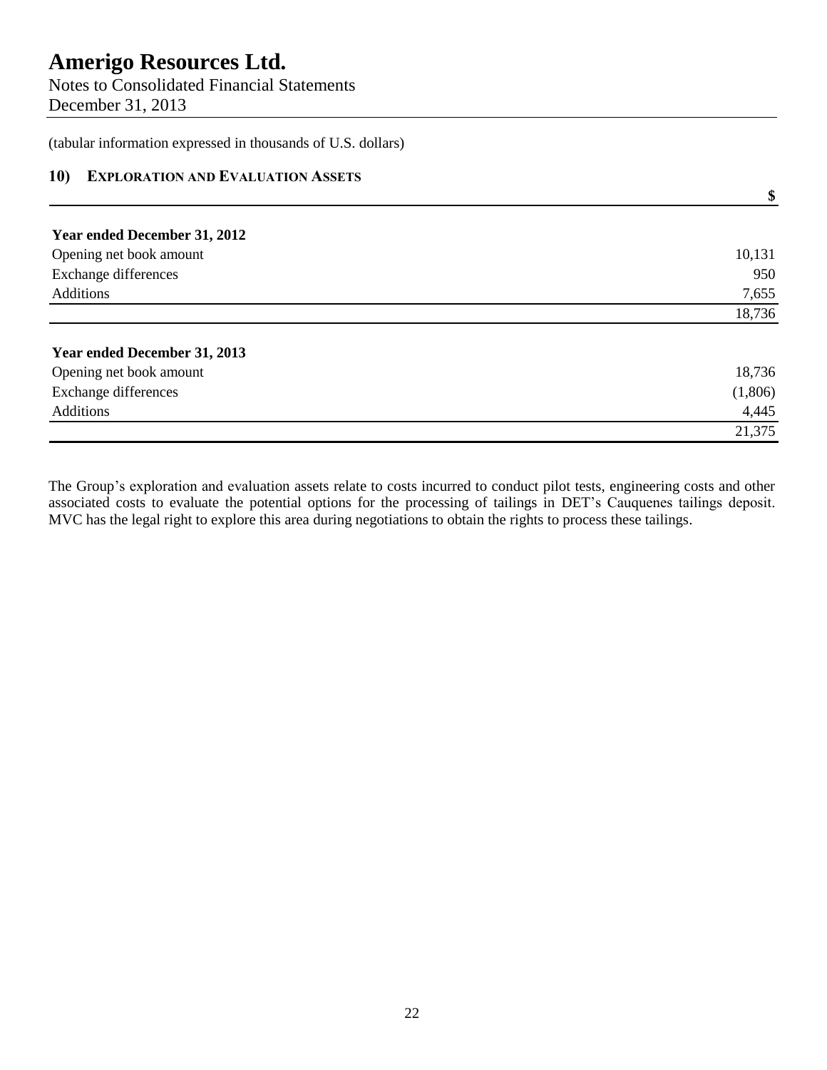# Amerigo Resources Ltd.

Notes to Consolidated Financial Statements
December 31, 2013

(tabular information expressed in thousands of U.S. dollars)

## 10) Exploration and Evaluation Assets

| | $ |
|---|---|
| **Year ended December 31, 2012** | |
| Opening net book amount | 10,131 |
| Exchange differences | 950 |
| Additions | 7,655 |
| | 18,736 |
| **Year ended December 31, 2013** | |
| Opening net book amount | 18,736 |
| Exchange differences | (1,806) |
| Additions | 4,445 |
| | 21,375 |

The Group's exploration and evaluation assets relate to costs incurred to conduct pilot tests, engineering costs and other associated costs to evaluate the potential options for the processing of tailings in DET's Cauquenes tailings deposit. MVC has the legal right to explore this area during negotiations to obtain the rights to process these tailings.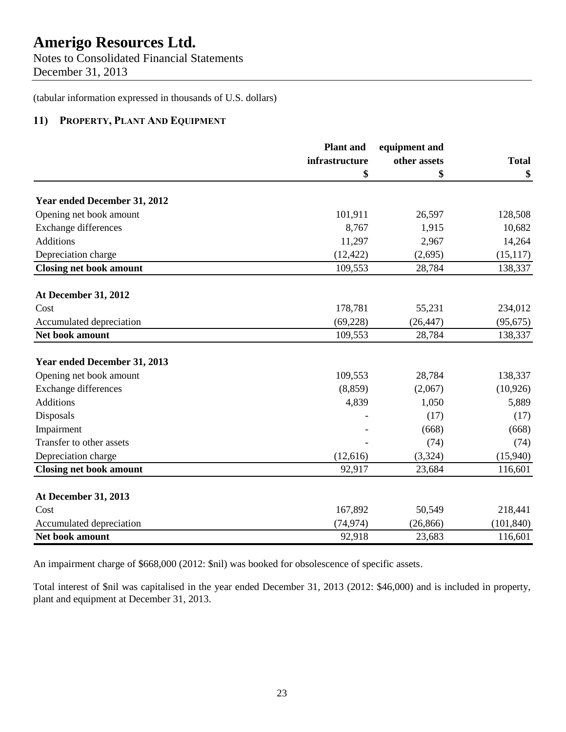# Amerigo Resources Ltd.

Notes to Consolidated Financial Statements
December 31, 2013

(tabular information expressed in thousands of U.S. dollars)

## 11) Property, Plant And Equipment

| | Plant and infrastructure $ | equipment and other assets $ | Total $ |
|---|---|---|---|
| **Year ended December 31, 2012** | | | |
| Opening net book amount | 101,911 | 26,597 | 128,508 |
| Exchange differences | 8,767 | 1,915 | 10,682 |
| Additions | 11,297 | 2,967 | 14,264 |
| Depreciation charge | (12,422) | (2,695) | (15,117) |
| **Closing net book amount** | 109,553 | 28,784 | 138,337 |
| **At December 31, 2012** | | | |
| Cost | 178,781 | 55,231 | 234,012 |
| Accumulated depreciation | (69,228) | (26,447) | (95,675) |
| **Net book amount** | 109,553 | 28,784 | 138,337 |
| **Year ended December 31, 2013** | | | |
| Opening net book amount | 109,553 | 28,784 | 138,337 |
| Exchange differences | (8,859) | (2,067) | (10,926) |
| Additions | 4,839 | 1,050 | 5,889 |
| Disposals | - | (17) | (17) |
| Impairment | - | (668) | (668) |
| Transfer to other assets | - | (74) | (74) |
| Depreciation charge | (12,616) | (3,324) | (15,940) |
| **Closing net book amount** | 92,917 | 23,684 | 116,601 |
| **At December 31, 2013** | | | |
| Cost | 167,892 | 50,549 | 218,441 |
| Accumulated depreciation | (74,974) | (26,866) | (101,840) |
| **Net book amount** | 92,918 | 23,683 | 116,601 |

An impairment charge of $668,000 (2012: $nil) was booked for obsolescence of specific assets.

Total interest of $nil was capitalised in the year ended December 31, 2013 (2012: $46,000) and is included in property, plant and equipment at December 31, 2013.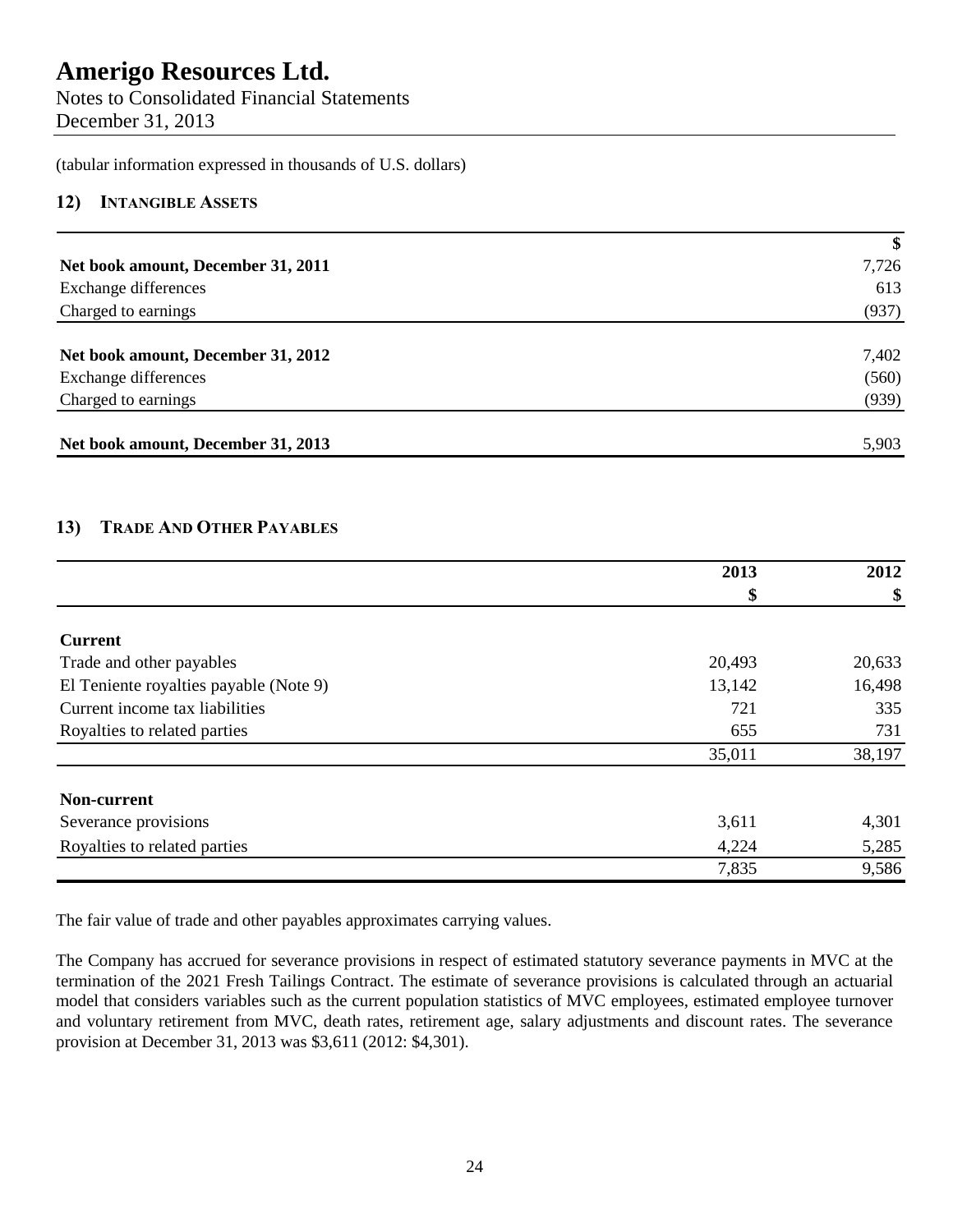# Amerigo Resources Ltd.

Notes to Consolidated Financial Statements
December 31, 2013

(tabular information expressed in thousands of U.S. dollars)

## 12) Intangible Assets

| | $ |
|---|---|
| **Net book amount, December 31, 2011** | 7,726 |
| Exchange differences | 613 |
| Charged to earnings | (937) |
| **Net book amount, December 31, 2012** | 7,402 |
| Exchange differences | (560) |
| Charged to earnings | (939) |
| **Net book amount, December 31, 2013** | 5,903 |

## 13) Trade And Other Payables

| | 2013 | 2012 |
|---|---|---|
| | $ | $ |
| **Current** | | |
| Trade and other payables | 20,493 | 20,633 |
| El Teniente royalties payable (Note 9) | 13,142 | 16,498 |
| Current income tax liabilities | 721 | 335 |
| Royalties to related parties | 655 | 731 |
| | 35,011 | 38,197 |
| **Non-current** | | |
| Severance provisions | 3,611 | 4,301 |
| Royalties to related parties | 4,224 | 5,285 |
| | 7,835 | 9,586 |

The fair value of trade and other payables approximates carrying values.

The Company has accrued for severance provisions in respect of estimated statutory severance payments in MVC at the termination of the 2021 Fresh Tailings Contract. The estimate of severance provisions is calculated through an actuarial model that considers variables such as the current population statistics of MVC employees, estimated employee turnover and voluntary retirement from MVC, death rates, retirement age, salary adjustments and discount rates. The severance provision at December 31, 2013 was $3,611 (2012: $4,301).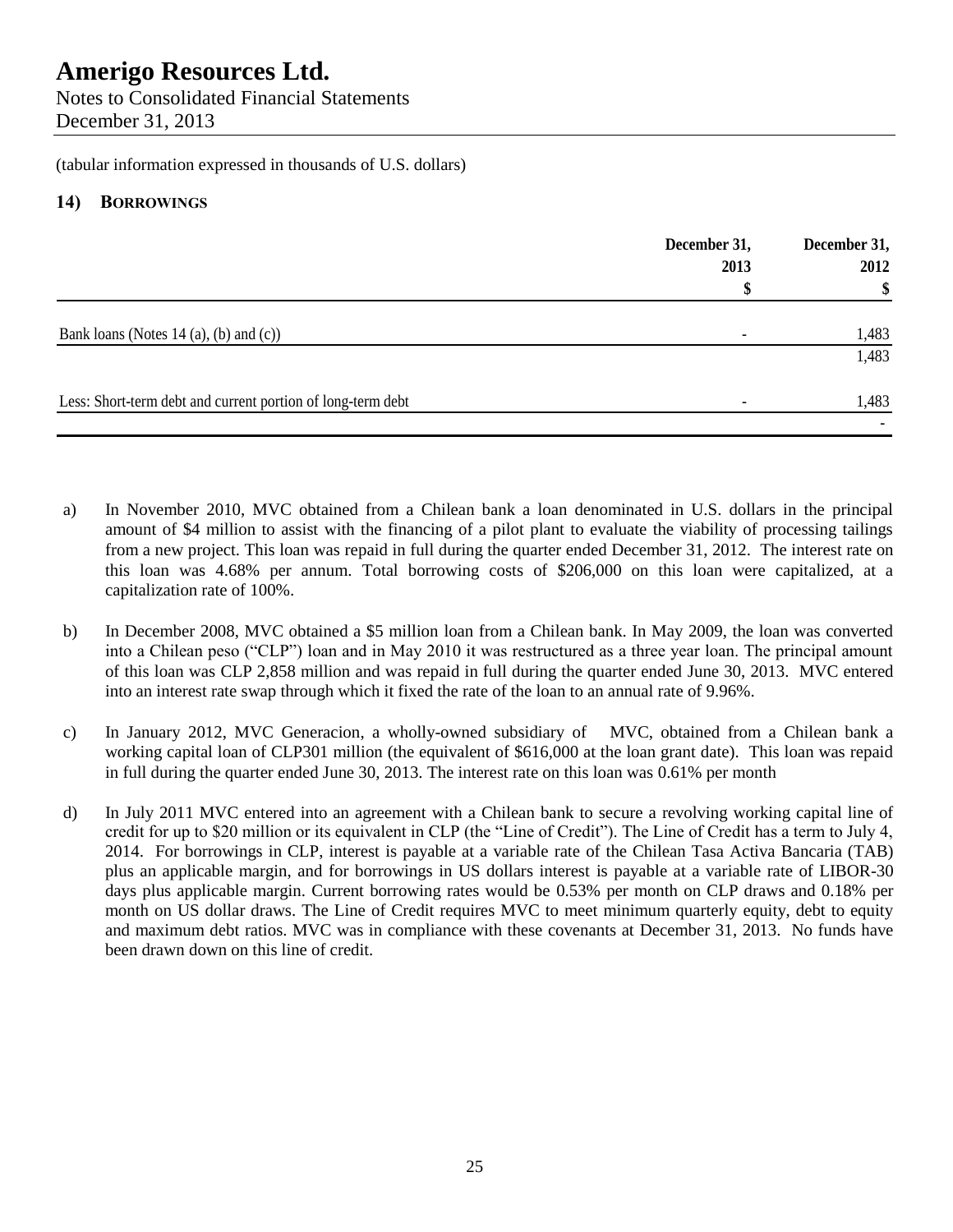(tabular information expressed in thousands of U.S. dollars)

## 14) BORROWINGS

| | December 31, 2013 $ | December 31, 2012 $ |
|---|---|---|
| Bank loans (Notes 14 (a), (b) and (c)) | - | 1,483 |
| | | 1,483 |
| Less: Short-term debt and current portion of long-term debt | - | 1,483 |
| | | - |

a) In November 2010, MVC obtained from a Chilean bank a loan denominated in U.S. dollars in the principal amount of $4 million to assist with the financing of a pilot plant to evaluate the viability of processing tailings from a new project. This loan was repaid in full during the quarter ended December 31, 2012. The interest rate on this loan was 4.68% per annum. Total borrowing costs of $206,000 on this loan were capitalized, at a capitalization rate of 100%.

b) In December 2008, MVC obtained a $5 million loan from a Chilean bank. In May 2009, the loan was converted into a Chilean peso ("CLP") loan and in May 2010 it was restructured as a three year loan. The principal amount of this loan was CLP 2,858 million and was repaid in full during the quarter ended June 30, 2013. MVC entered into an interest rate swap through which it fixed the rate of the loan to an annual rate of 9.96%.

c) In January 2012, MVC Generacion, a wholly-owned subsidiary of MVC, obtained from a Chilean bank a working capital loan of CLP301 million (the equivalent of $616,000 at the loan grant date). This loan was repaid in full during the quarter ended June 30, 2013. The interest rate on this loan was 0.61% per month

d) In July 2011 MVC entered into an agreement with a Chilean bank to secure a revolving working capital line of credit for up to $20 million or its equivalent in CLP (the "Line of Credit"). The Line of Credit has a term to July 4, 2014. For borrowings in CLP, interest is payable at a variable rate of the Chilean Tasa Activa Bancaria (TAB) plus an applicable margin, and for borrowings in US dollars interest is payable at a variable rate of LIBOR-30 days plus applicable margin. Current borrowing rates would be 0.53% per month on CLP draws and 0.18% per month on US dollar draws. The Line of Credit requires MVC to meet minimum quarterly equity, debt to equity and maximum debt ratios. MVC was in compliance with these covenants at December 31, 2013. No funds have been drawn down on this line of credit.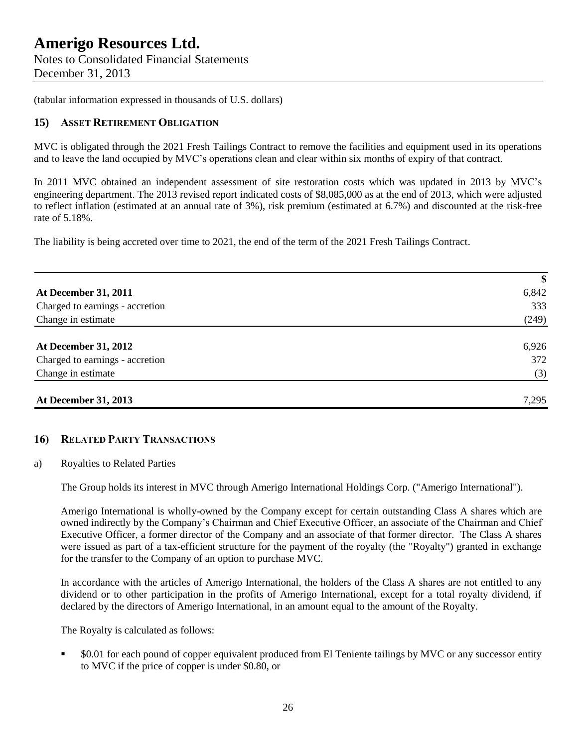(tabular information expressed in thousands of U.S. dollars)

## 15) Asset Retirement Obligation

MVC is obligated through the 2021 Fresh Tailings Contract to remove the facilities and equipment used in its operations and to leave the land occupied by MVC's operations clean and clear within six months of expiry of that contract.

In 2011 MVC obtained an independent assessment of site restoration costs which was updated in 2013 by MVC's engineering department. The 2013 revised report indicated costs of \$8,085,000 as at the end of 2013, which were adjusted to reflect inflation (estimated at an annual rate of 3%), risk premium (estimated at 6.7%) and discounted at the risk-free rate of 5.18%.

The liability is being accreted over time to 2021, the end of the term of the 2021 Fresh Tailings Contract.

| | $ |
|---|---|
| **At December 31, 2011** | 6,842 |
| Charged to earnings - accretion | 333 |
| Change in estimate | (249) |
| **At December 31, 2012** | 6,926 |
| Charged to earnings - accretion | 372 |
| Change in estimate | (3) |
| **At December 31, 2013** | 7,295 |

## 16) Related Party Transactions

a) Royalties to Related Parties

The Group holds its interest in MVC through Amerigo International Holdings Corp. ("Amerigo International").

Amerigo International is wholly-owned by the Company except for certain outstanding Class A shares which are owned indirectly by the Company's Chairman and Chief Executive Officer, an associate of the Chairman and Chief Executive Officer, a former director of the Company and an associate of that former director. The Class A shares were issued as part of a tax-efficient structure for the payment of the royalty (the "Royalty") granted in exchange for the transfer to the Company of an option to purchase MVC.

In accordance with the articles of Amerigo International, the holders of the Class A shares are not entitled to any dividend or to other participation in the profits of Amerigo International, except for a total royalty dividend, if declared by the directors of Amerigo International, in an amount equal to the amount of the Royalty.

The Royalty is calculated as follows:

- \$0.01 for each pound of copper equivalent produced from El Teniente tailings by MVC or any successor entity to MVC if the price of copper is under \$0.80, or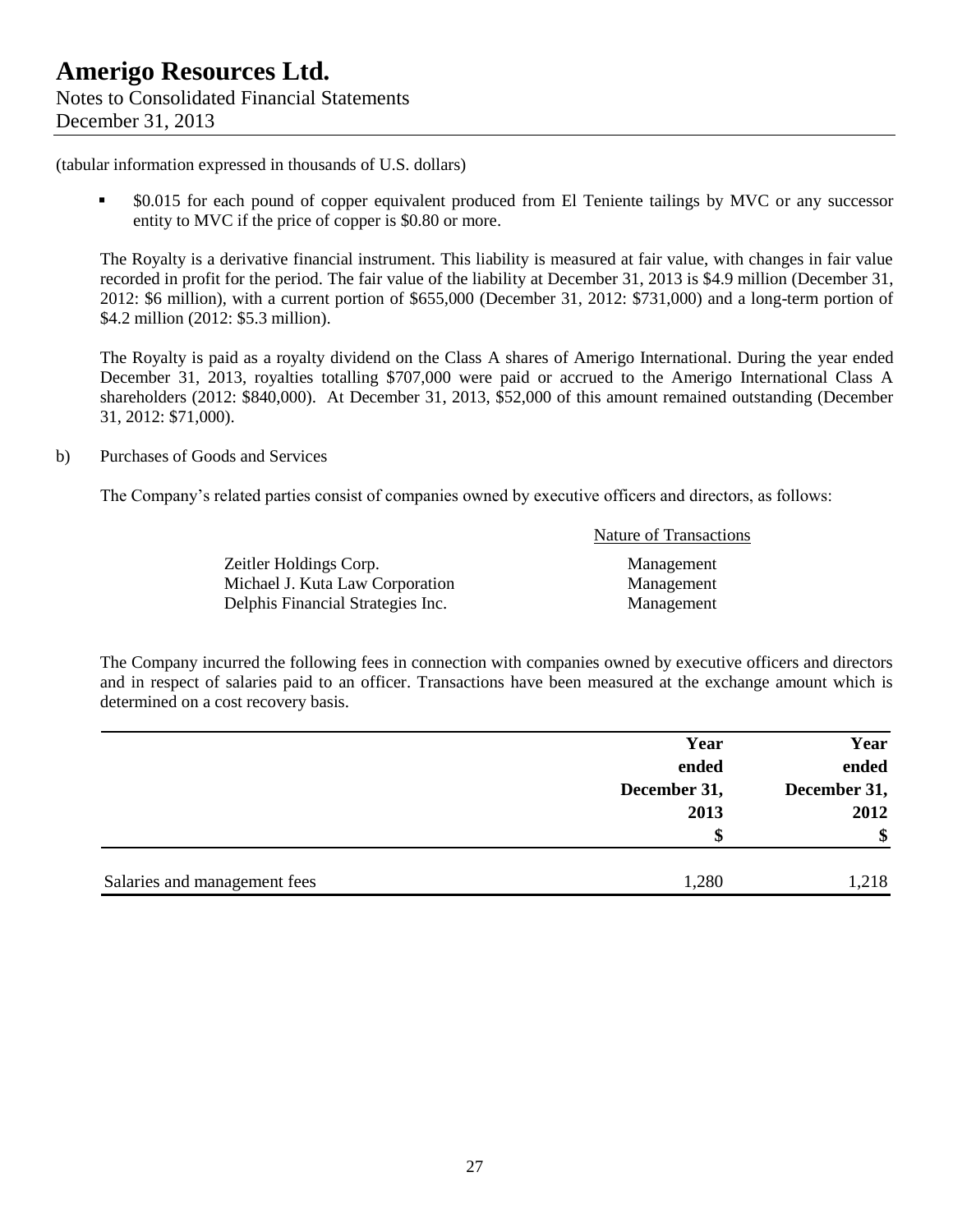(tabular information expressed in thousands of U.S. dollars)

- $0.015 for each pound of copper equivalent produced from El Teniente tailings by MVC or any successor entity to MVC if the price of copper is $0.80 or more.

The Royalty is a derivative financial instrument. This liability is measured at fair value, with changes in fair value recorded in profit for the period. The fair value of the liability at December 31, 2013 is $4.9 million (December 31, 2012: $6 million), with a current portion of $655,000 (December 31, 2012: $731,000) and a long-term portion of $4.2 million (2012: $5.3 million).

The Royalty is paid as a royalty dividend on the Class A shares of Amerigo International. During the year ended December 31, 2013, royalties totalling $707,000 were paid or accrued to the Amerigo International Class A shareholders (2012: $840,000). At December 31, 2013, $52,000 of this amount remained outstanding (December 31, 2012: $71,000).

b) Purchases of Goods and Services

The Company's related parties consist of companies owned by executive officers and directors, as follows:

| | Nature of Transactions |
|---|---|
| Zeitler Holdings Corp. | Management |
| Michael J. Kuta Law Corporation | Management |
| Delphis Financial Strategies Inc. | Management |

The Company incurred the following fees in connection with companies owned by executive officers and directors and in respect of salaries paid to an officer. Transactions have been measured at the exchange amount which is determined on a cost recovery basis.

| | Year ended December 31, 2013 $ | Year ended December 31, 2012 $ |
|---|---|---|
| Salaries and management fees | 1,280 | 1,218 |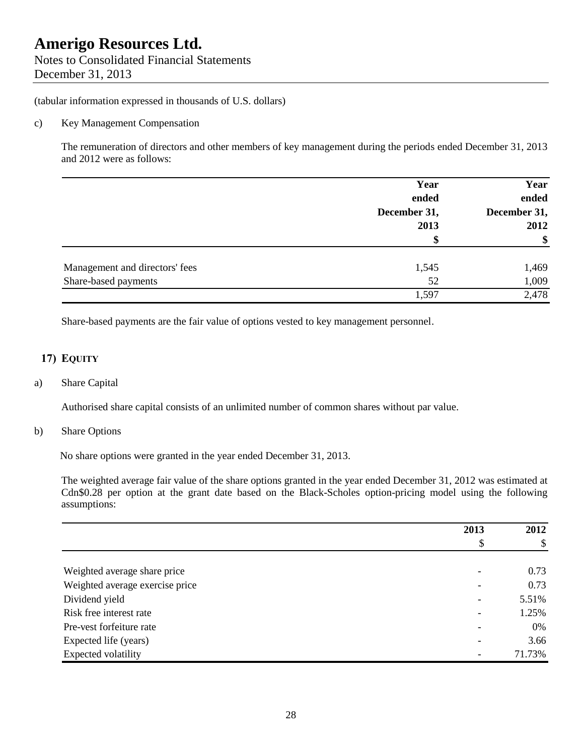(tabular information expressed in thousands of U.S. dollars)

c) Key Management Compensation

The remuneration of directors and other members of key management during the periods ended December 31, 2013 and 2012 were as follows:

| | Year ended December 31, 2013 $ | Year ended December 31, 2012 $ |
|---|---|---|
| Management and directors' fees | 1,545 | 1,469 |
| Share-based payments | 52 | 1,009 |
| | 1,597 | 2,478 |

Share-based payments are the fair value of options vested to key management personnel.

## 17) EQUITY

a) Share Capital

Authorised share capital consists of an unlimited number of common shares without par value.

b) Share Options

No share options were granted in the year ended December 31, 2013.

The weighted average fair value of the share options granted in the year ended December 31, 2012 was estimated at Cdn$0.28 per option at the grant date based on the Black-Scholes option-pricing model using the following assumptions:

| | 2013 $ | 2012 $ |
|---|---|---|
| Weighted average share price | - | 0.73 |
| Weighted average exercise price | - | 0.73 |
| Dividend yield | - | 5.51% |
| Risk free interest rate | - | 1.25% |
| Pre-vest forfeiture rate | - | 0% |
| Expected life (years) | - | 3.66 |
| Expected volatility | - | 71.73% |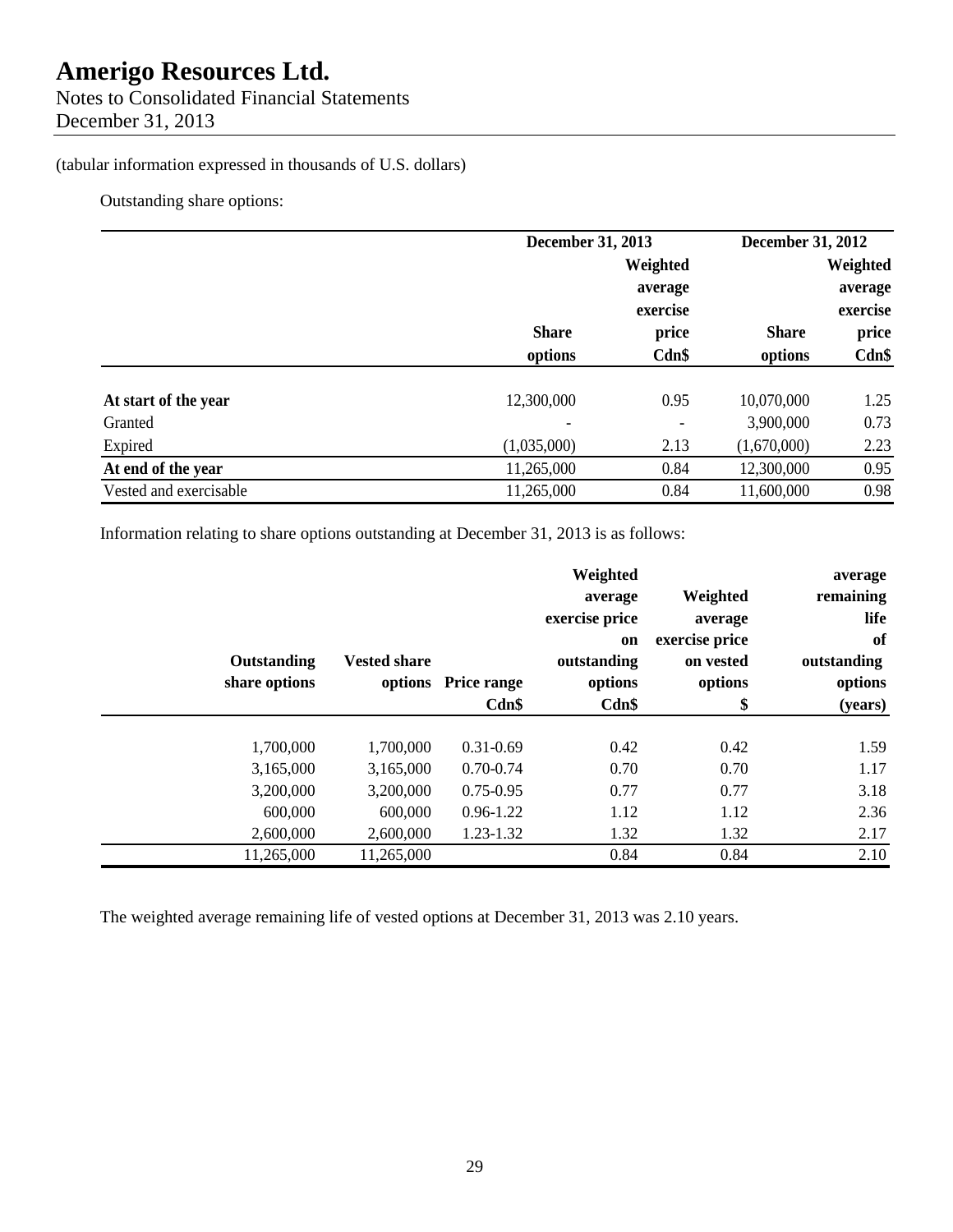(tabular information expressed in thousands of U.S. dollars)

Outstanding share options:

| | December 31, 2013 | | December 31, 2012 | |
|---|---|---|---|---|
| | Share options | Weighted average exercise price Cdn$ | Share options | Weighted average exercise price Cdn$ |
| **At start of the year** | 12,300,000 | 0.95 | 10,070,000 | 1.25 |
| Granted | - | - | 3,900,000 | 0.73 |
| Expired | (1,035,000) | 2.13 | (1,670,000) | 2.23 |
| **At end of the year** | 11,265,000 | 0.84 | 12,300,000 | 0.95 |
| Vested and exercisable | 11,265,000 | 0.84 | 11,600,000 | 0.98 |

Information relating to share options outstanding at December 31, 2013 is as follows:

| Outstanding share options | Vested share options | Price range Cdn$ | Weighted average exercise price on outstanding options Cdn$ | Weighted average exercise price on vested options $ | average remaining life of outstanding options (years) |
|---|---|---|---|---|---|
| 1,700,000 | 1,700,000 | 0.31-0.69 | 0.42 | 0.42 | 1.59 |
| 3,165,000 | 3,165,000 | 0.70-0.74 | 0.70 | 0.70 | 1.17 |
| 3,200,000 | 3,200,000 | 0.75-0.95 | 0.77 | 0.77 | 3.18 |
| 600,000 | 600,000 | 0.96-1.22 | 1.12 | 1.12 | 2.36 |
| 2,600,000 | 2,600,000 | 1.23-1.32 | 1.32 | 1.32 | 2.17 |
| 11,265,000 | 11,265,000 | | 0.84 | 0.84 | 2.10 |

The weighted average remaining life of vested options at December 31, 2013 was 2.10 years.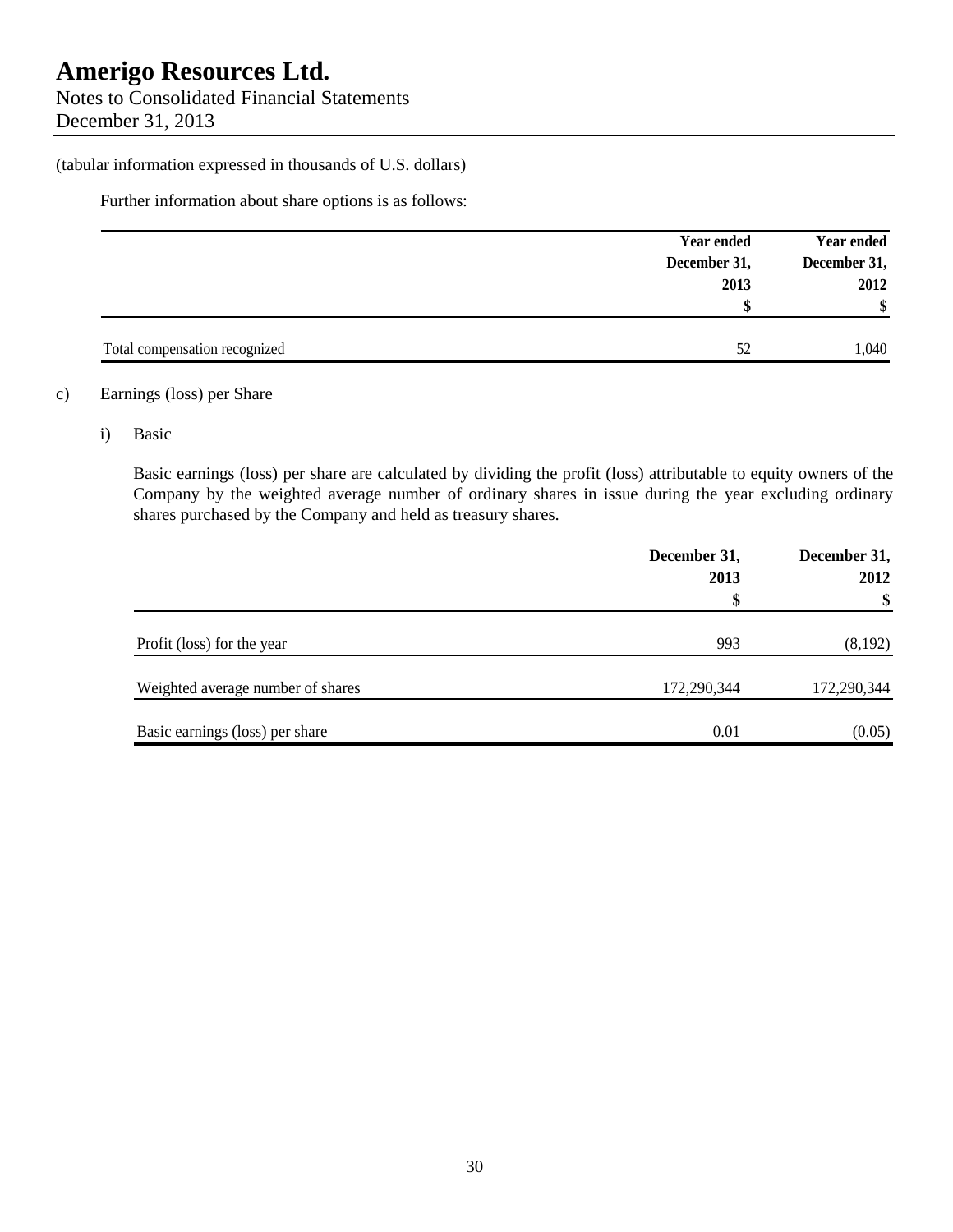(tabular information expressed in thousands of U.S. dollars)

Further information about share options is as follows:

| | Year ended December 31, 2013 $ | Year ended December 31, 2012 $ |
|---|---|---|
| Total compensation recognized | 52 | 1,040 |

c) Earnings (loss) per Share

i) Basic

Basic earnings (loss) per share are calculated by dividing the profit (loss) attributable to equity owners of the Company by the weighted average number of ordinary shares in issue during the year excluding ordinary shares purchased by the Company and held as treasury shares.

| | December 31, 2013 $ | December 31, 2012 $ |
|---|---|---|
| Profit (loss) for the year | 993 | (8,192) |
| Weighted average number of shares | 172,290,344 | 172,290,344 |
| Basic earnings (loss) per share | 0.01 | (0.05) |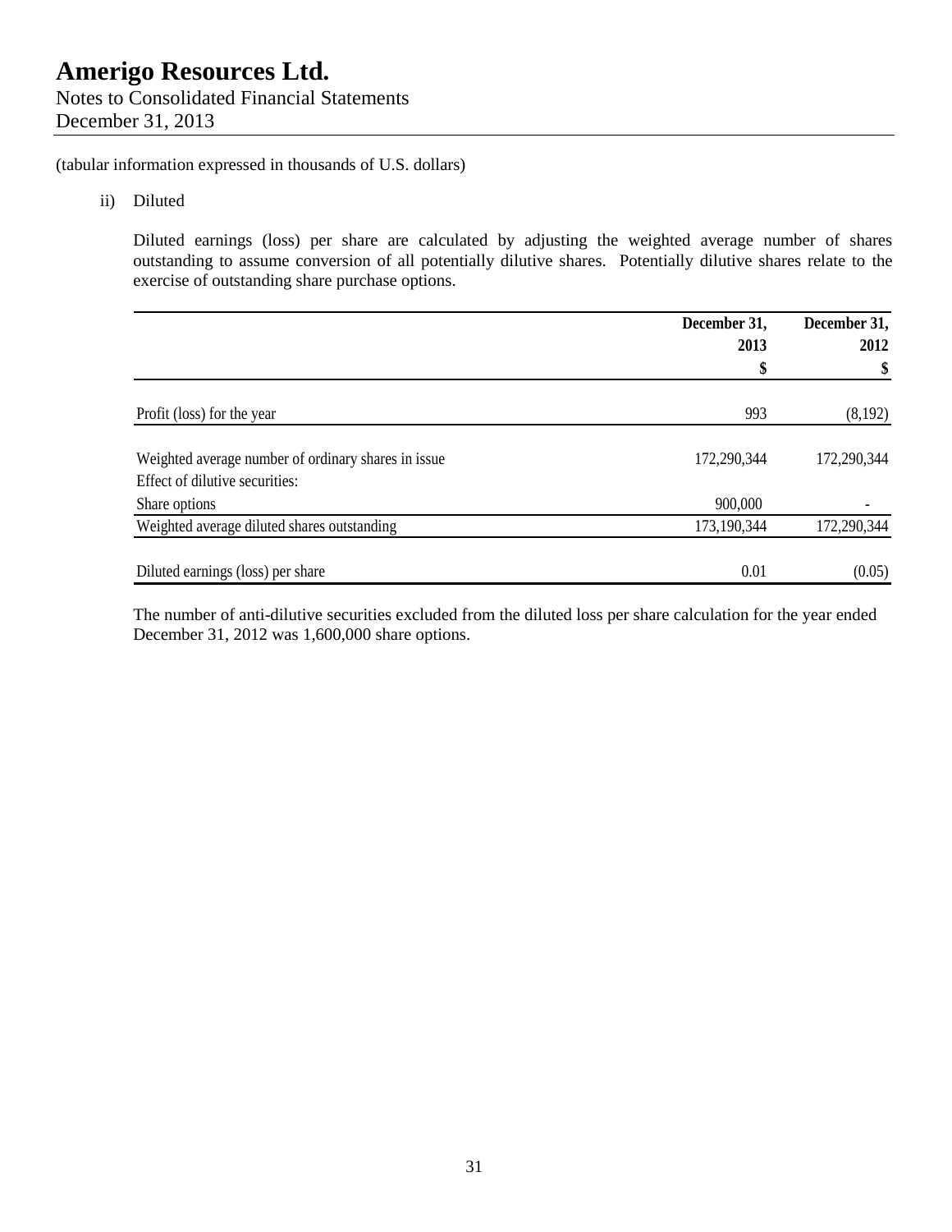# Amerigo Resources Ltd.

Notes to Consolidated Financial Statements
December 31, 2013

(tabular information expressed in thousands of U.S. dollars)

ii) Diluted

Diluted earnings (loss) per share are calculated by adjusting the weighted average number of shares outstanding to assume conversion of all potentially dilutive shares. Potentially dilutive shares relate to the exercise of outstanding share purchase options.

| | December 31, 2013 $ | December 31, 2012 $ |
|---|---|---|
| Profit (loss) for the year | 993 | (8,192) |
| Weighted average number of ordinary shares in issue | 172,290,344 | 172,290,344 |
| Effect of dilutive securities: | | |
| Share options | 900,000 | - |
| Weighted average diluted shares outstanding | 173,190,344 | 172,290,344 |
| Diluted earnings (loss) per share | 0.01 | (0.05) |

The number of anti-dilutive securities excluded from the diluted loss per share calculation for the year ended December 31, 2012 was 1,600,000 share options.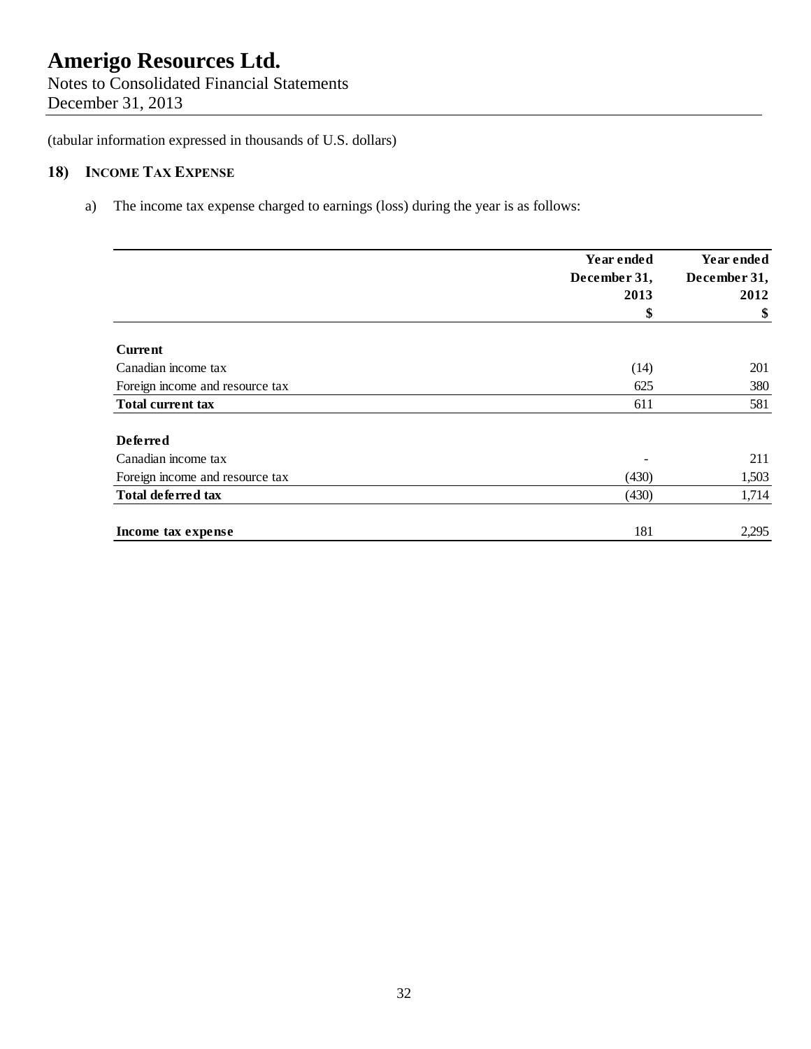# Amerigo Resources Ltd.

Notes to Consolidated Financial Statements
December 31, 2013

(tabular information expressed in thousands of U.S. dollars)

## 18) INCOME TAX EXPENSE

a) The income tax expense charged to earnings (loss) during the year is as follows:

| | Year ended December 31, 2013 $ | Year ended December 31, 2012 $ |
|---|---|---|
| **Current** | | |
| Canadian income tax | (14) | 201 |
| Foreign income and resource tax | 625 | 380 |
| **Total current tax** | 611 | 581 |
| **Deferred** | | |
| Canadian income tax | - | 211 |
| Foreign income and resource tax | (430) | 1,503 |
| **Total deferred tax** | (430) | 1,714 |
| **Income tax expense** | 181 | 2,295 |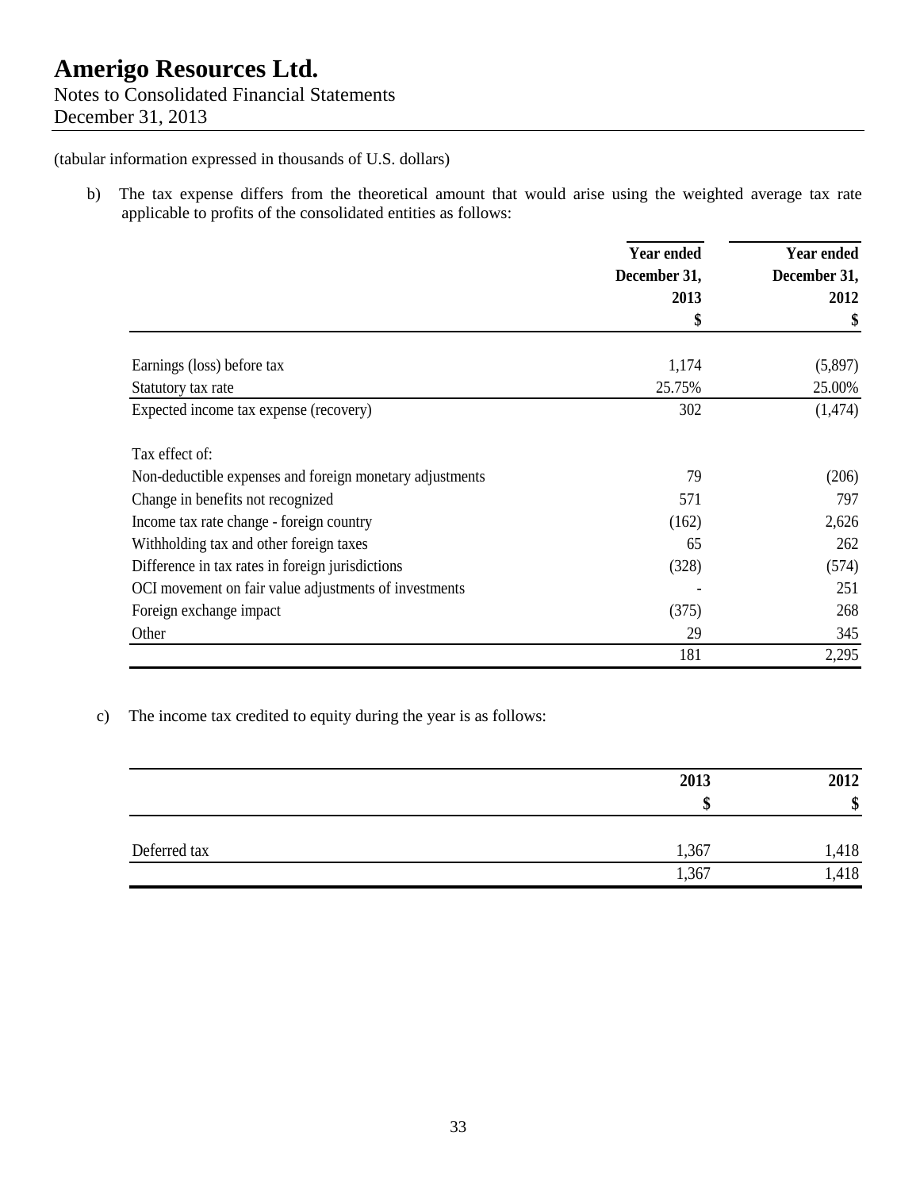(tabular information expressed in thousands of U.S. dollars)

b) The tax expense differs from the theoretical amount that would arise using the weighted average tax rate applicable to profits of the consolidated entities as follows:

| | Year ended December 31, 2013 $ | Year ended December 31, 2012 $ |
|---|---|---|
| Earnings (loss) before tax | 1,174 | (5,897) |
| Statutory tax rate | 25.75% | 25.00% |
| Expected income tax expense (recovery) | 302 | (1,474) |
| Tax effect of: | | |
| Non-deductible expenses and foreign monetary adjustments | 79 | (206) |
| Change in benefits not recognized | 571 | 797 |
| Income tax rate change - foreign country | (162) | 2,626 |
| Withholding tax and other foreign taxes | 65 | 262 |
| Difference in tax rates in foreign jurisdictions | (328) | (574) |
| OCI movement on fair value adjustments of investments | - | 251 |
| Foreign exchange impact | (375) | 268 |
| Other | 29 | 345 |
| | 181 | 2,295 |

c) The income tax credited to equity during the year is as follows:

| | 2013 $ | 2012 $ |
|---|---|---|
| Deferred tax | 1,367 | 1,418 |
| | 1,367 | 1,418 |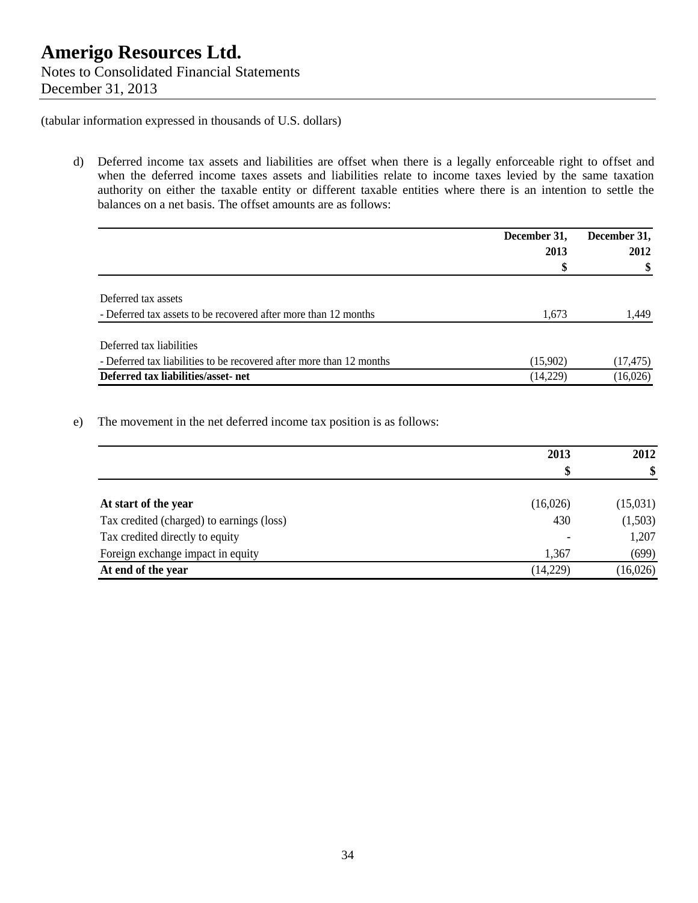# Amerigo Resources Ltd.

Notes to Consolidated Financial Statements
December 31, 2013

(tabular information expressed in thousands of U.S. dollars)

d) Deferred income tax assets and liabilities are offset when there is a legally enforceable right to offset and when the deferred income taxes assets and liabilities relate to income taxes levied by the same taxation authority on either the taxable entity or different taxable entities where there is an intention to settle the balances on a net basis. The offset amounts are as follows:

| | December 31, 2013 $ | December 31, 2012 $ |
|---|---|---|
| Deferred tax assets | | |
| - Deferred tax assets to be recovered after more than 12 months | 1,673 | 1,449 |
| Deferred tax liabilities | | |
| - Deferred tax liabilities to be recovered after more than 12 months | (15,902) | (17,475) |
| **Deferred tax liabilities/asset- net** | (14,229) | (16,026) |

e) The movement in the net deferred income tax position is as follows:

| | 2013 $ | 2012 $ |
|---|---|---|
| **At start of the year** | (16,026) | (15,031) |
| Tax credited (charged) to earnings (loss) | 430 | (1,503) |
| Tax credited directly to equity | - | 1,207 |
| Foreign exchange impact in equity | 1,367 | (699) |
| **At end of the year** | (14,229) | (16,026) |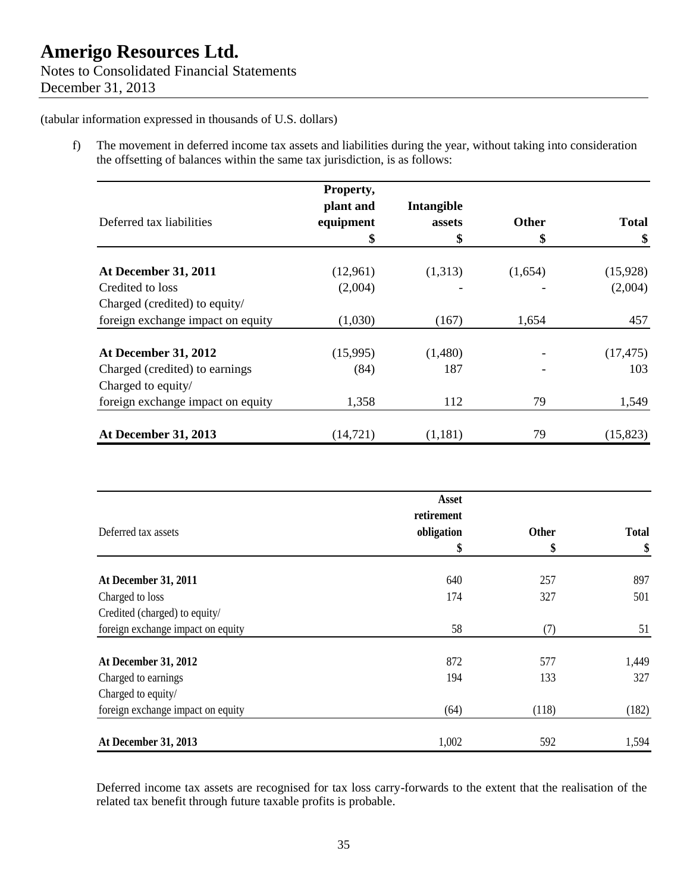# Amerigo Resources Ltd.

Notes to Consolidated Financial Statements
December 31, 2013

(tabular information expressed in thousands of U.S. dollars)

f) The movement in deferred income tax assets and liabilities during the year, without taking into consideration the offsetting of balances within the same tax jurisdiction, is as follows:

| Deferred tax liabilities | Property, plant and equipment<br>$ | Intangible assets<br>$ | Other<br>$ | Total<br>$ |
|---|---|---|---|---|
| **At December 31, 2011** | (12,961) | (1,313) | (1,654) | (15,928) |
| Credited to loss | (2,004) | - | - | (2,004) |
| Charged (credited) to equity/ foreign exchange impact on equity | (1,030) | (167) | 1,654 | 457 |
| **At December 31, 2012** | (15,995) | (1,480) | - | (17,475) |
| Charged (credited) to earnings | (84) | 187 | - | 103 |
| Charged to equity/ foreign exchange impact on equity | 1,358 | 112 | 79 | 1,549 |
| **At December 31, 2013** | (14,721) | (1,181) | 79 | (15,823) |

| Deferred tax assets | Asset retirement obligation<br>$ | Other<br>$ | Total<br>$ |
|---|---|---|---|
| **At December 31, 2011** | 640 | 257 | 897 |
| Charged to loss | 174 | 327 | 501 |
| Credited (charged) to equity/ foreign exchange impact on equity | 58 | (7) | 51 |
| **At December 31, 2012** | 872 | 577 | 1,449 |
| Charged to earnings | 194 | 133 | 327 |
| Charged to equity/ foreign exchange impact on equity | (64) | (118) | (182) |
| **At December 31, 2013** | 1,002 | 592 | 1,594 |

Deferred income tax assets are recognised for tax loss carry-forwards to the extent that the realisation of the related tax benefit through future taxable profits is probable.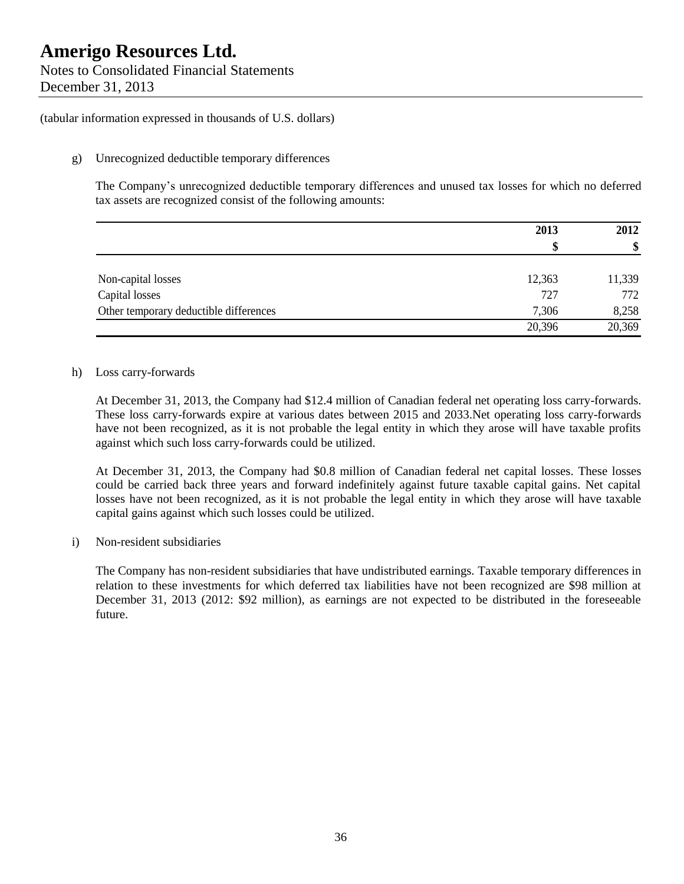(tabular information expressed in thousands of U.S. dollars)

g) Unrecognized deductible temporary differences

The Company's unrecognized deductible temporary differences and unused tax losses for which no deferred tax assets are recognized consist of the following amounts:

| | 2013 | 2012 |
|---|---|---|
| | $ | $ |
| Non-capital losses | 12,363 | 11,339 |
| Capital losses | 727 | 772 |
| Other temporary deductible differences | 7,306 | 8,258 |
| | 20,396 | 20,369 |

h) Loss carry-forwards

At December 31, 2013, the Company had $12.4 million of Canadian federal net operating loss carry-forwards. These loss carry-forwards expire at various dates between 2015 and 2033.Net operating loss carry-forwards have not been recognized, as it is not probable the legal entity in which they arose will have taxable profits against which such loss carry-forwards could be utilized.

At December 31, 2013, the Company had $0.8 million of Canadian federal net capital losses. These losses could be carried back three years and forward indefinitely against future taxable capital gains. Net capital losses have not been recognized, as it is not probable the legal entity in which they arose will have taxable capital gains against which such losses could be utilized.

i) Non-resident subsidiaries

The Company has non-resident subsidiaries that have undistributed earnings. Taxable temporary differences in relation to these investments for which deferred tax liabilities have not been recognized are $98 million at December 31, 2013 (2012: $92 million), as earnings are not expected to be distributed in the foreseeable future.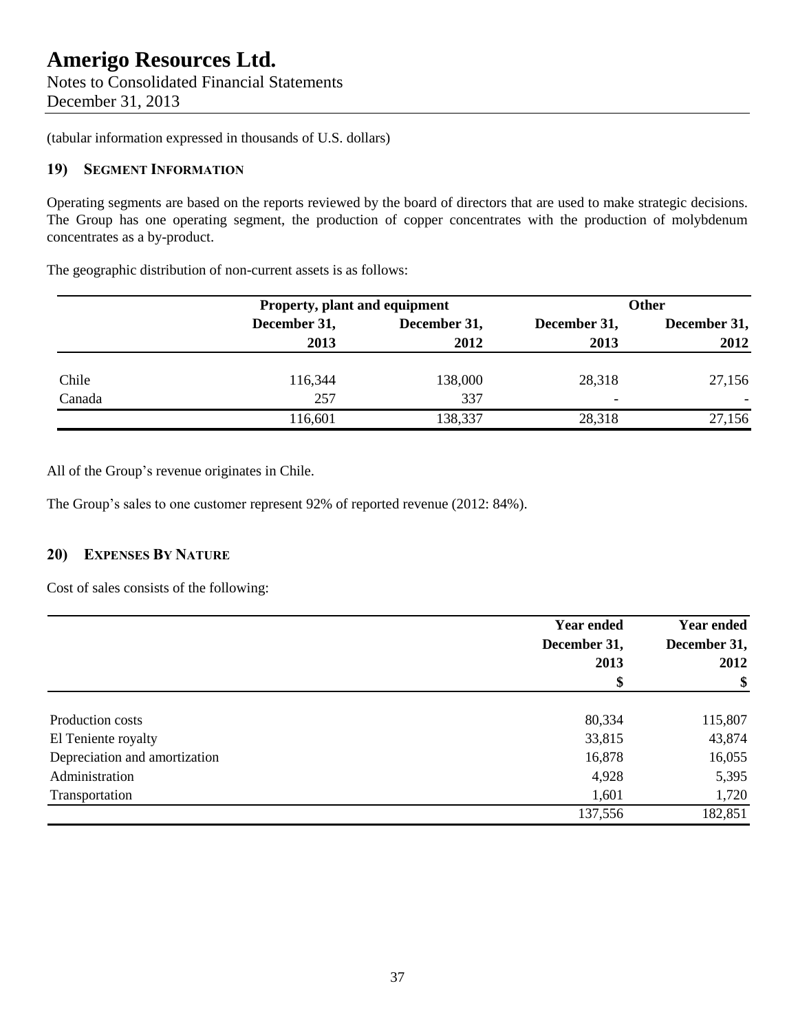# Amerigo Resources Ltd.

Notes to Consolidated Financial Statements
December 31, 2013

(tabular information expressed in thousands of U.S. dollars)

## 19) SEGMENT INFORMATION

Operating segments are based on the reports reviewed by the board of directors that are used to make strategic decisions. The Group has one operating segment, the production of copper concentrates with the production of molybdenum concentrates as a by-product.

The geographic distribution of non-current assets is as follows:

| | Property, plant and equipment | | Other | |
|---|---|---|---|---|
| | December 31, 2013 | December 31, 2012 | December 31, 2013 | December 31, 2012 |
| Chile | 116,344 | 138,000 | 28,318 | 27,156 |
| Canada | 257 | 337 | - | - |
| | 116,601 | 138,337 | 28,318 | 27,156 |

All of the Group's revenue originates in Chile.

The Group's sales to one customer represent 92% of reported revenue (2012: 84%).

## 20) EXPENSES BY NATURE

Cost of sales consists of the following:

| | Year ended December 31, 2013 | Year ended December 31, 2012 |
|---|---|---|
| | $ | $ |
| Production costs | 80,334 | 115,807 |
| El Teniente royalty | 33,815 | 43,874 |
| Depreciation and amortization | 16,878 | 16,055 |
| Administration | 4,928 | 5,395 |
| Transportation | 1,601 | 1,720 |
| | 137,556 | 182,851 |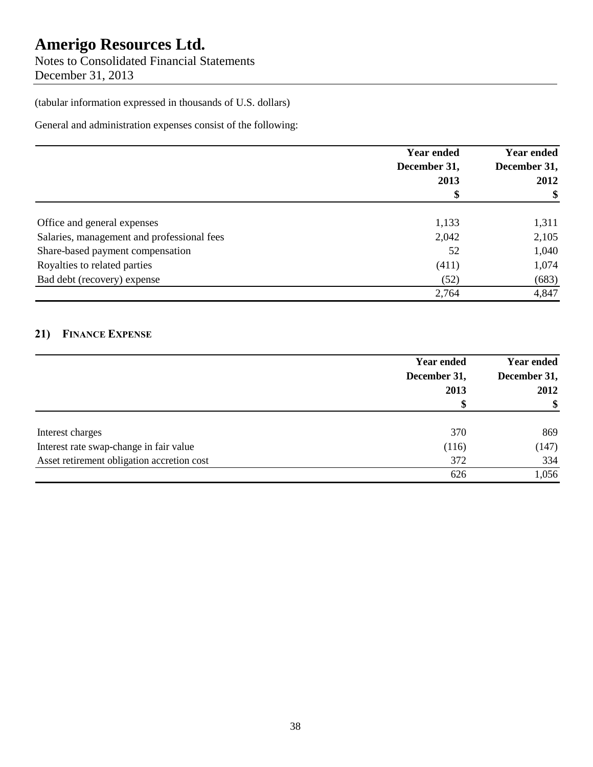# Amerigo Resources Ltd.

Notes to Consolidated Financial Statements
December 31, 2013

(tabular information expressed in thousands of U.S. dollars)

General and administration expenses consist of the following:

| | Year ended December 31, 2013 $ | Year ended December 31, 2012 $ |
|---|---|---|
| Office and general expenses | 1,133 | 1,311 |
| Salaries, management and professional fees | 2,042 | 2,105 |
| Share-based payment compensation | 52 | 1,040 |
| Royalties to related parties | (411) | 1,074 |
| Bad debt (recovery) expense | (52) | (683) |
| | 2,764 | 4,847 |

## 21) Finance Expense

| | Year ended December 31, 2013 $ | Year ended December 31, 2012 $ |
|---|---|---|
| Interest charges | 370 | 869 |
| Interest rate swap-change in fair value | (116) | (147) |
| Asset retirement obligation accretion cost | 372 | 334 |
| | 626 | 1,056 |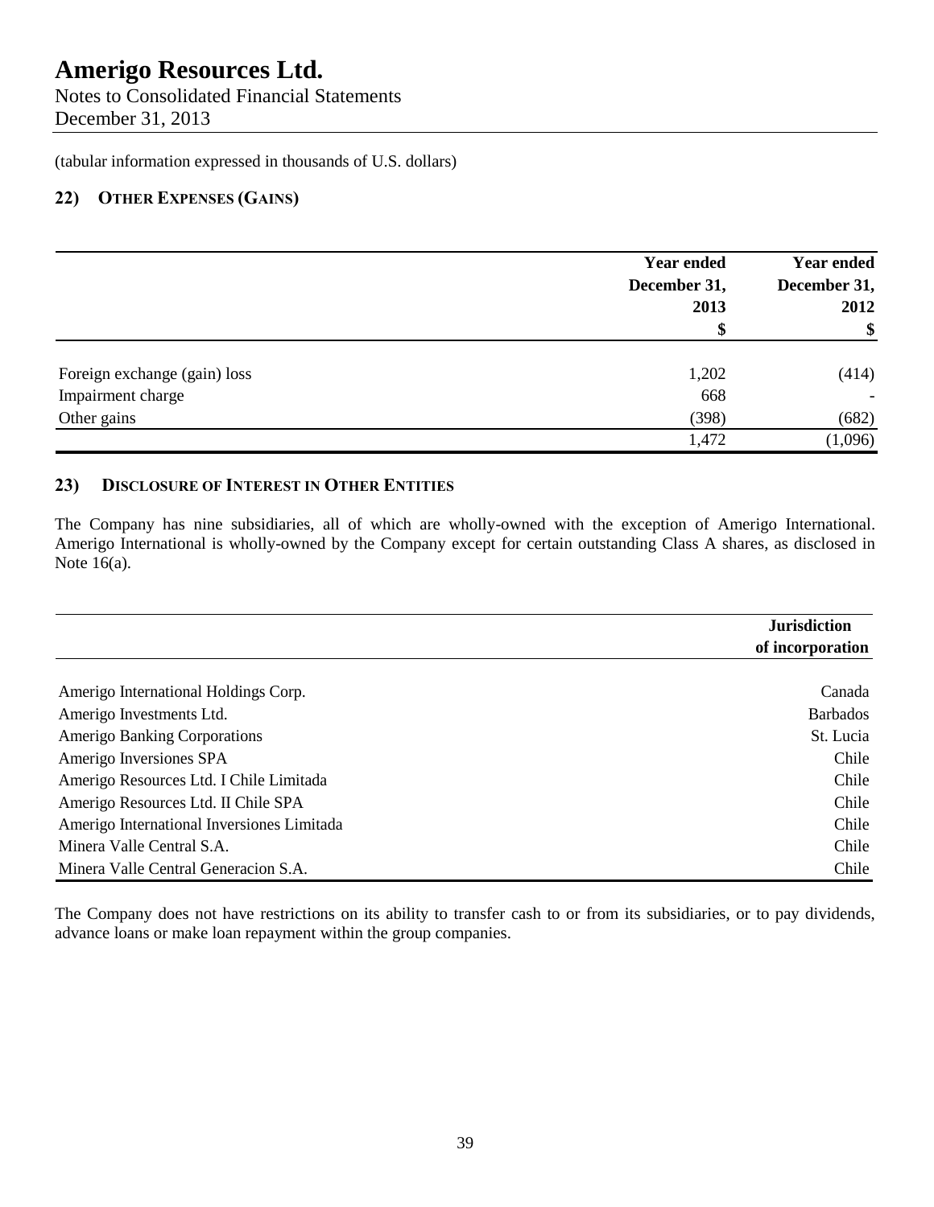# Amerigo Resources Ltd.
Notes to Consolidated Financial Statements
December 31, 2013

(tabular information expressed in thousands of U.S. dollars)

## 22) Other Expenses (Gains)

| | Year ended December 31, 2013 $ | Year ended December 31, 2012 $ |
|---|---|---|
| Foreign exchange (gain) loss | 1,202 | (414) |
| Impairment charge | 668 | - |
| Other gains | (398) | (682) |
| | 1,472 | (1,096) |

## 23) Disclosure of Interest in Other Entities

The Company has nine subsidiaries, all of which are wholly-owned with the exception of Amerigo International. Amerigo International is wholly-owned by the Company except for certain outstanding Class A shares, as disclosed in Note 16(a).

| | Jurisdiction of incorporation |
|---|---|
| Amerigo International Holdings Corp. | Canada |
| Amerigo Investments Ltd. | Barbados |
| Amerigo Banking Corporations | St. Lucia |
| Amerigo Inversiones SPA | Chile |
| Amerigo Resources Ltd. I Chile Limitada | Chile |
| Amerigo Resources Ltd. II Chile SPA | Chile |
| Amerigo International Inversiones Limitada | Chile |
| Minera Valle Central S.A. | Chile |
| Minera Valle Central Generacion S.A. | Chile |

The Company does not have restrictions on its ability to transfer cash to or from its subsidiaries, or to pay dividends, advance loans or make loan repayment within the group companies.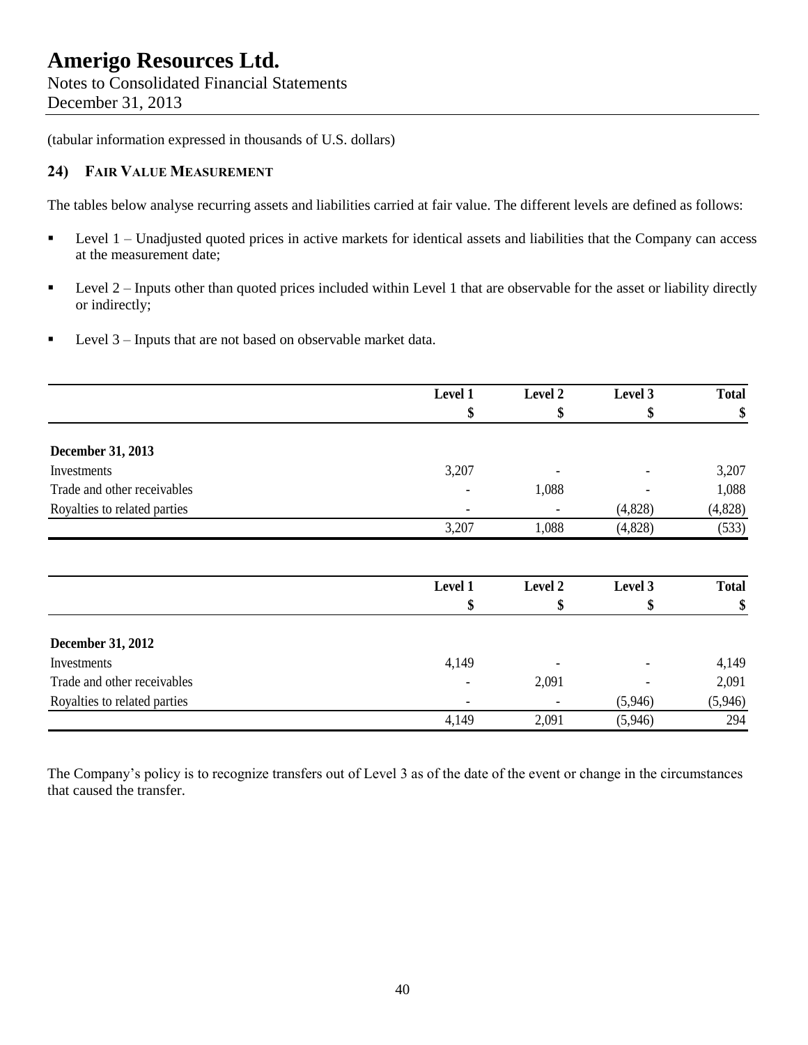# Amerigo Resources Ltd.

Notes to Consolidated Financial Statements
December 31, 2013

(tabular information expressed in thousands of U.S. dollars)

## 24) Fair Value Measurement

The tables below analyse recurring assets and liabilities carried at fair value. The different levels are defined as follows:

- Level 1 – Unadjusted quoted prices in active markets for identical assets and liabilities that the Company can access at the measurement date;
- Level 2 – Inputs other than quoted prices included within Level 1 that are observable for the asset or liability directly or indirectly;
- Level 3 – Inputs that are not based on observable market data.

| | Level 1 | Level 2 | Level 3 | Total |
|---|---|---|---|---|
| | $ | $ | $ | $ |
| **December 31, 2013** | | | | |
| Investments | 3,207 | - | - | 3,207 |
| Trade and other receivables | - | 1,088 | - | 1,088 |
| Royalties to related parties | - | - | (4,828) | (4,828) |
| | 3,207 | 1,088 | (4,828) | (533) |

| | Level 1 | Level 2 | Level 3 | Total |
|---|---|---|---|---|
| | $ | $ | $ | $ |
| **December 31, 2012** | | | | |
| Investments | 4,149 | - | - | 4,149 |
| Trade and other receivables | - | 2,091 | - | 2,091 |
| Royalties to related parties | - | - | (5,946) | (5,946) |
| | 4,149 | 2,091 | (5,946) | 294 |

The Company's policy is to recognize transfers out of Level 3 as of the date of the event or change in the circumstances that caused the transfer.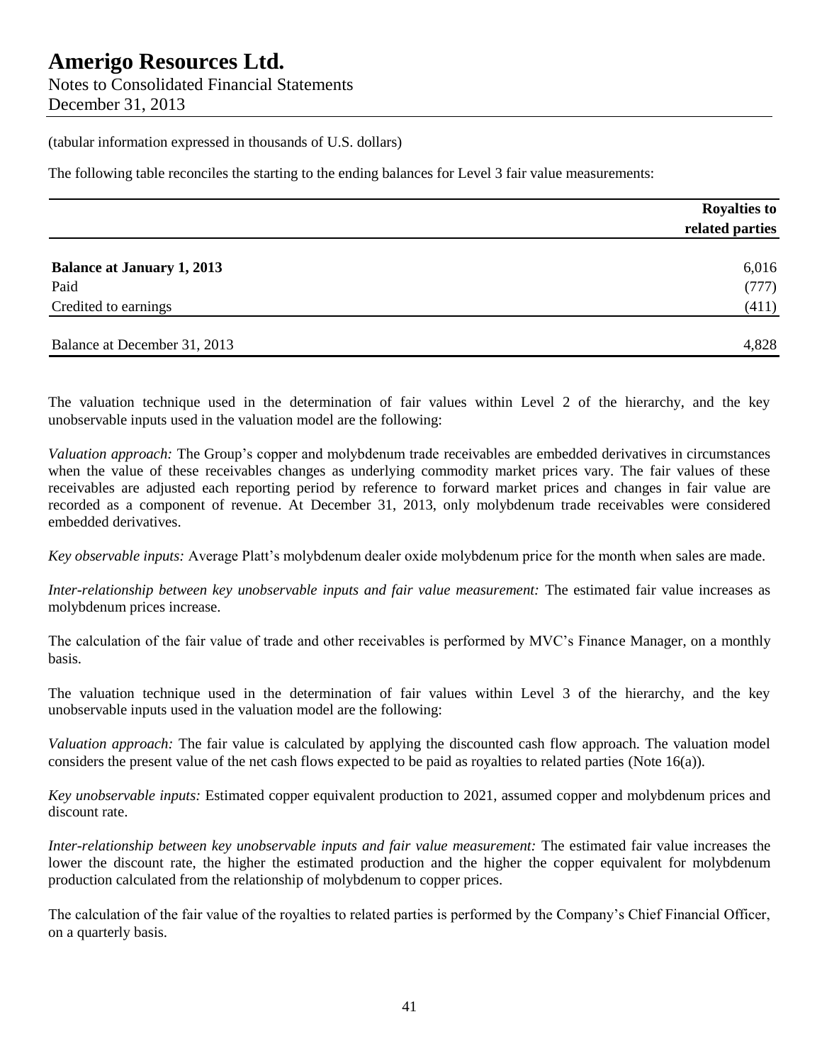(tabular information expressed in thousands of U.S. dollars)

The following table reconciles the starting to the ending balances for Level 3 fair value measurements:

| | Royalties to related parties |
|---|---|
| **Balance at January 1, 2013** | 6,016 |
| Paid | (777) |
| Credited to earnings | (411) |
| Balance at December 31, 2013 | 4,828 |

The valuation technique used in the determination of fair values within Level 2 of the hierarchy, and the key unobservable inputs used in the valuation model are the following:

*Valuation approach:* The Group's copper and molybdenum trade receivables are embedded derivatives in circumstances when the value of these receivables changes as underlying commodity market prices vary. The fair values of these receivables are adjusted each reporting period by reference to forward market prices and changes in fair value are recorded as a component of revenue. At December 31, 2013, only molybdenum trade receivables were considered embedded derivatives.

*Key observable inputs:* Average Platt's molybdenum dealer oxide molybdenum price for the month when sales are made.

*Inter-relationship between key unobservable inputs and fair value measurement:* The estimated fair value increases as molybdenum prices increase.

The calculation of the fair value of trade and other receivables is performed by MVC's Finance Manager, on a monthly basis.

The valuation technique used in the determination of fair values within Level 3 of the hierarchy, and the key unobservable inputs used in the valuation model are the following:

*Valuation approach:* The fair value is calculated by applying the discounted cash flow approach. The valuation model considers the present value of the net cash flows expected to be paid as royalties to related parties (Note 16(a)).

*Key unobservable inputs:* Estimated copper equivalent production to 2021, assumed copper and molybdenum prices and discount rate.

*Inter-relationship between key unobservable inputs and fair value measurement:* The estimated fair value increases the lower the discount rate, the higher the estimated production and the higher the copper equivalent for molybdenum production calculated from the relationship of molybdenum to copper prices.

The calculation of the fair value of the royalties to related parties is performed by the Company's Chief Financial Officer, on a quarterly basis.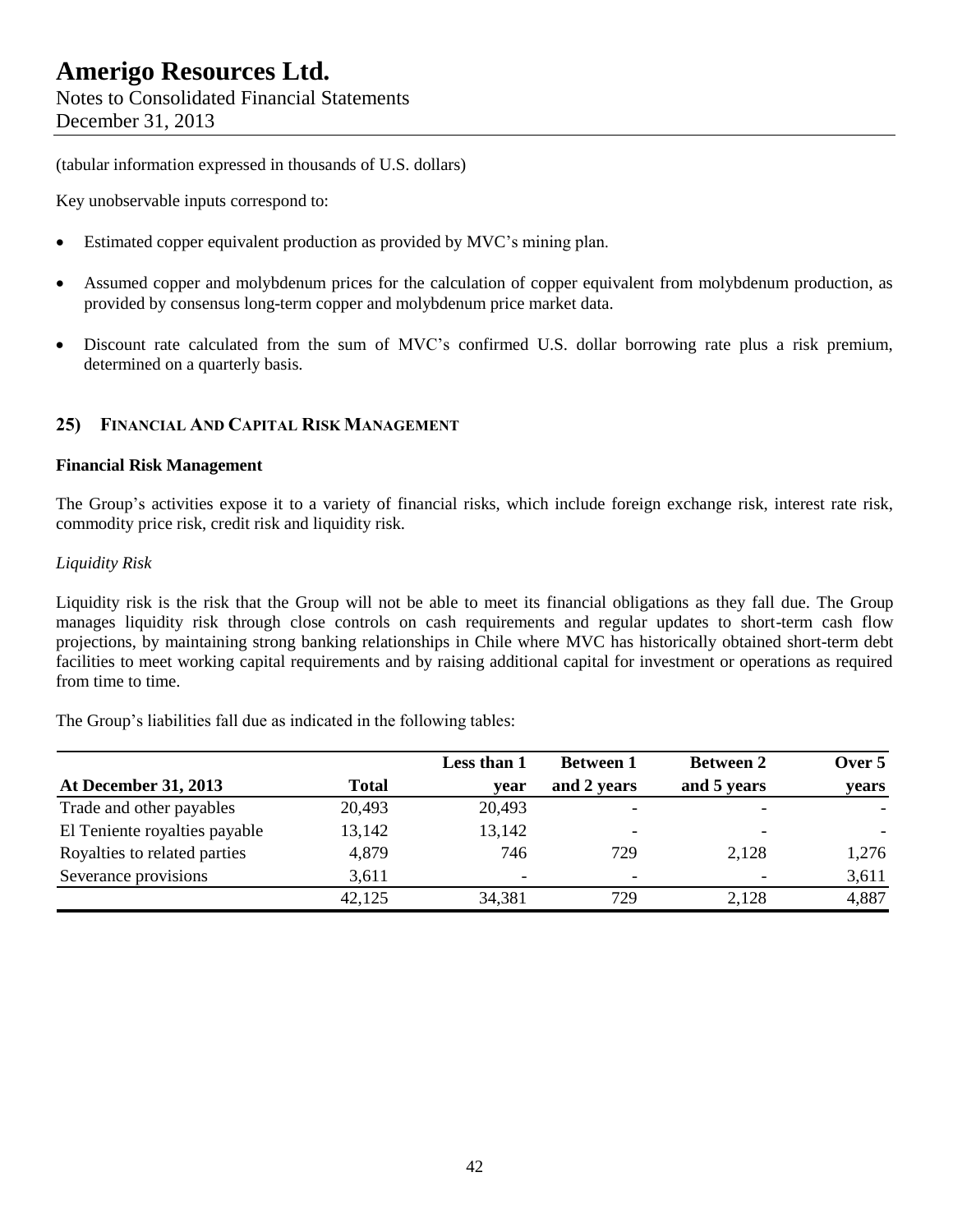(tabular information expressed in thousands of U.S. dollars)

Key unobservable inputs correspond to:

- Estimated copper equivalent production as provided by MVC's mining plan.
- Assumed copper and molybdenum prices for the calculation of copper equivalent from molybdenum production, as provided by consensus long-term copper and molybdenum price market data.
- Discount rate calculated from the sum of MVC's confirmed U.S. dollar borrowing rate plus a risk premium, determined on a quarterly basis.

## 25) FINANCIAL AND CAPITAL RISK MANAGEMENT

### Financial Risk Management

The Group's activities expose it to a variety of financial risks, which include foreign exchange risk, interest rate risk, commodity price risk, credit risk and liquidity risk.

*Liquidity Risk*

Liquidity risk is the risk that the Group will not be able to meet its financial obligations as they fall due. The Group manages liquidity risk through close controls on cash requirements and regular updates to short-term cash flow projections, by maintaining strong banking relationships in Chile where MVC has historically obtained short-term debt facilities to meet working capital requirements and by raising additional capital for investment or operations as required from time to time.

The Group's liabilities fall due as indicated in the following tables:

| At December 31, 2013 | Total | Less than 1 year | Between 1 and 2 years | Between 2 and 5 years | Over 5 years |
|---|---|---|---|---|---|
| Trade and other payables | 20,493 | 20,493 | - | - | - |
| El Teniente royalties payable | 13,142 | 13,142 | - | - | - |
| Royalties to related parties | 4,879 | 746 | 729 | 2,128 | 1,276 |
| Severance provisions | 3,611 | - | - | - | 3,611 |
| | 42,125 | 34,381 | 729 | 2,128 | 4,887 |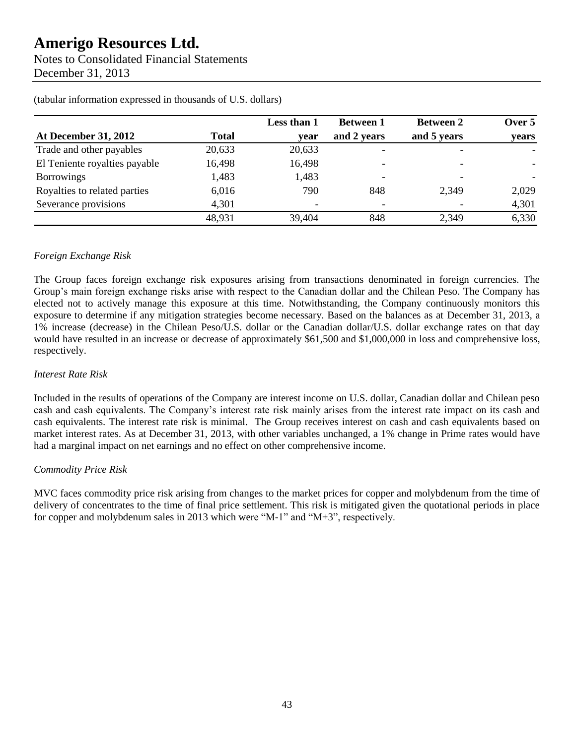(tabular information expressed in thousands of U.S. dollars)

| At December 31, 2012 | Total | Less than 1 year | Between 1 and 2 years | Between 2 and 5 years | Over 5 years |
|---|---|---|---|---|---|
| Trade and other payables | 20,633 | 20,633 | - | - | - |
| El Teniente royalties payable | 16,498 | 16,498 | - | - | - |
| Borrowings | 1,483 | 1,483 | - | - | - |
| Royalties to related parties | 6,016 | 790 | 848 | 2,349 | 2,029 |
| Severance provisions | 4,301 | - | - | - | 4,301 |
| | 48,931 | 39,404 | 848 | 2,349 | 6,330 |

*Foreign Exchange Risk*

The Group faces foreign exchange risk exposures arising from transactions denominated in foreign currencies. The Group's main foreign exchange risks arise with respect to the Canadian dollar and the Chilean Peso. The Company has elected not to actively manage this exposure at this time. Notwithstanding, the Company continuously monitors this exposure to determine if any mitigation strategies become necessary. Based on the balances as at December 31, 2013, a 1% increase (decrease) in the Chilean Peso/U.S. dollar or the Canadian dollar/U.S. dollar exchange rates on that day would have resulted in an increase or decrease of approximately $61,500 and $1,000,000 in loss and comprehensive loss, respectively.

*Interest Rate Risk*

Included in the results of operations of the Company are interest income on U.S. dollar, Canadian dollar and Chilean peso cash and cash equivalents. The Company's interest rate risk mainly arises from the interest rate impact on its cash and cash equivalents. The interest rate risk is minimal. The Group receives interest on cash and cash equivalents based on market interest rates. As at December 31, 2013, with other variables unchanged, a 1% change in Prime rates would have had a marginal impact on net earnings and no effect on other comprehensive income.

*Commodity Price Risk*

MVC faces commodity price risk arising from changes to the market prices for copper and molybdenum from the time of delivery of concentrates to the time of final price settlement. This risk is mitigated given the quotational periods in place for copper and molybdenum sales in 2013 which were "M-1" and "M+3", respectively.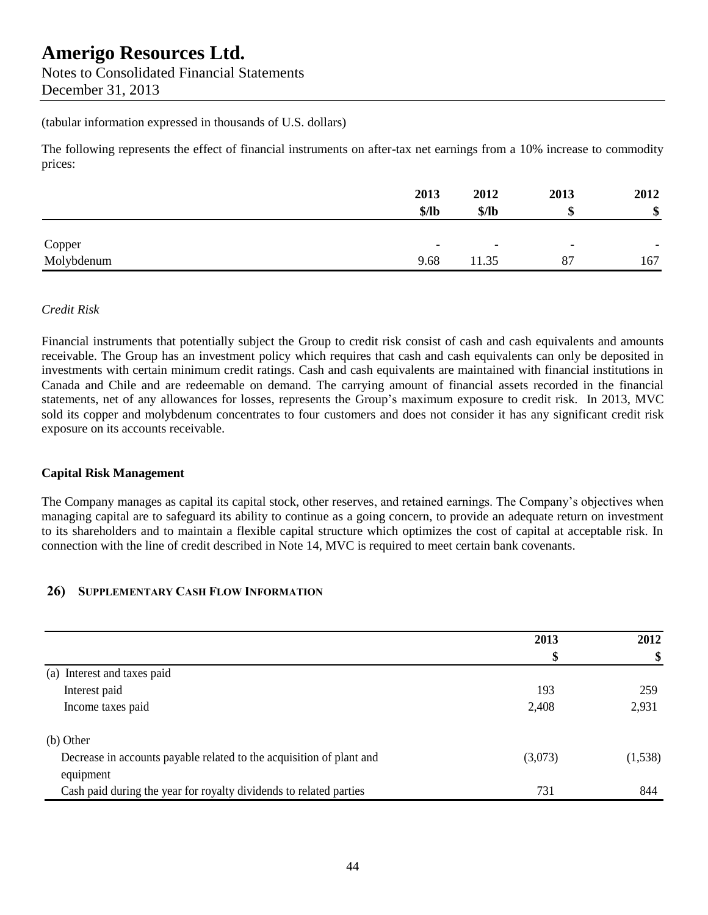(tabular information expressed in thousands of U.S. dollars)

The following represents the effect of financial instruments on after-tax net earnings from a 10% increase to commodity prices:

| | 2013 | 2012 | 2013 | 2012 |
|---|---|---|---|---|
| | $/lb | $/lb | $ | $ |
| Copper | - | - | - | - |
| Molybdenum | 9.68 | 11.35 | 87 | 167 |

*Credit Risk*

Financial instruments that potentially subject the Group to credit risk consist of cash and cash equivalents and amounts receivable. The Group has an investment policy which requires that cash and cash equivalents can only be deposited in investments with certain minimum credit ratings. Cash and cash equivalents are maintained with financial institutions in Canada and Chile and are redeemable on demand. The carrying amount of financial assets recorded in the financial statements, net of any allowances for losses, represents the Group's maximum exposure to credit risk. In 2013, MVC sold its copper and molybdenum concentrates to four customers and does not consider it has any significant credit risk exposure on its accounts receivable.

**Capital Risk Management**

The Company manages as capital its capital stock, other reserves, and retained earnings. The Company's objectives when managing capital are to safeguard its ability to continue as a going concern, to provide an adequate return on investment to its shareholders and to maintain a flexible capital structure which optimizes the cost of capital at acceptable risk. In connection with the line of credit described in Note 14, MVC is required to meet certain bank covenants.

## 26) SUPPLEMENTARY CASH FLOW INFORMATION

| | 2013 | 2012 |
|---|---|---|
| | $ | $ |
| (a) Interest and taxes paid | | |
| Interest paid | 193 | 259 |
| Income taxes paid | 2,408 | 2,931 |
| (b) Other | | |
| Decrease in accounts payable related to the acquisition of plant and equipment | (3,073) | (1,538) |
| Cash paid during the year for royalty dividends to related parties | 731 | 844 |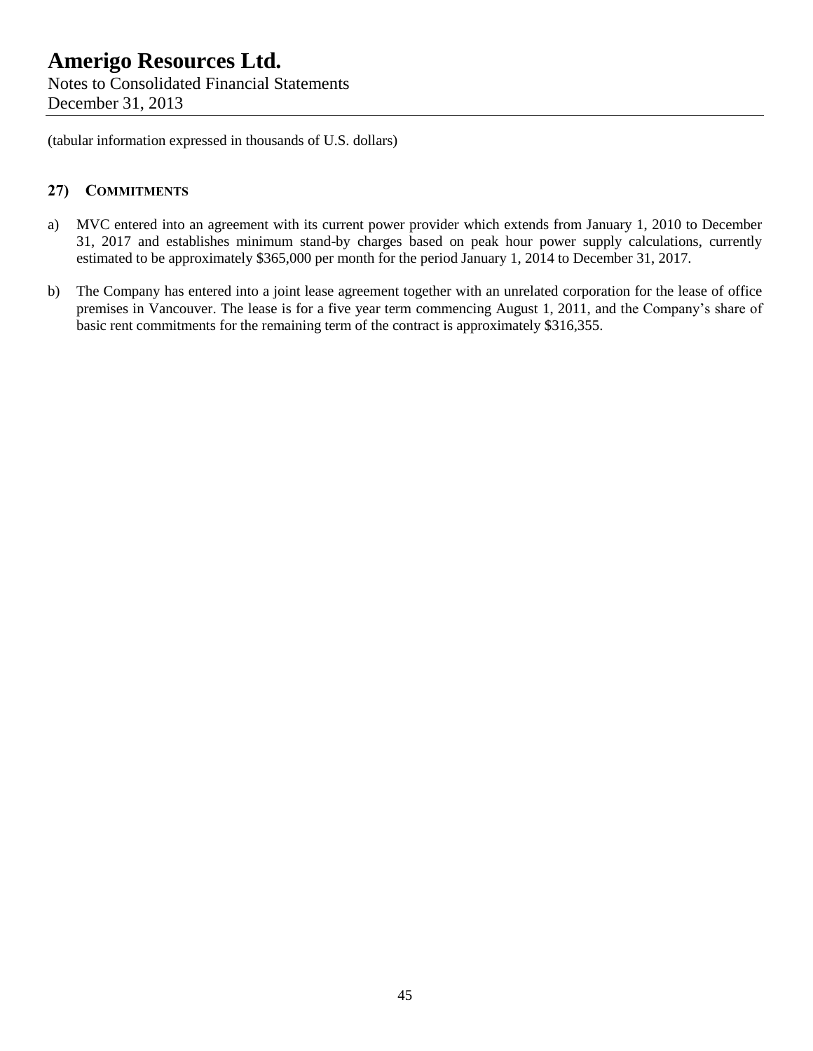(tabular information expressed in thousands of U.S. dollars)

## 27) COMMITMENTS

a) MVC entered into an agreement with its current power provider which extends from January 1, 2010 to December 31, 2017 and establishes minimum stand-by charges based on peak hour power supply calculations, currently estimated to be approximately $365,000 per month for the period January 1, 2014 to December 31, 2017.

b) The Company has entered into a joint lease agreement together with an unrelated corporation for the lease of office premises in Vancouver. The lease is for a five year term commencing August 1, 2011, and the Company's share of basic rent commitments for the remaining term of the contract is approximately $316,355.